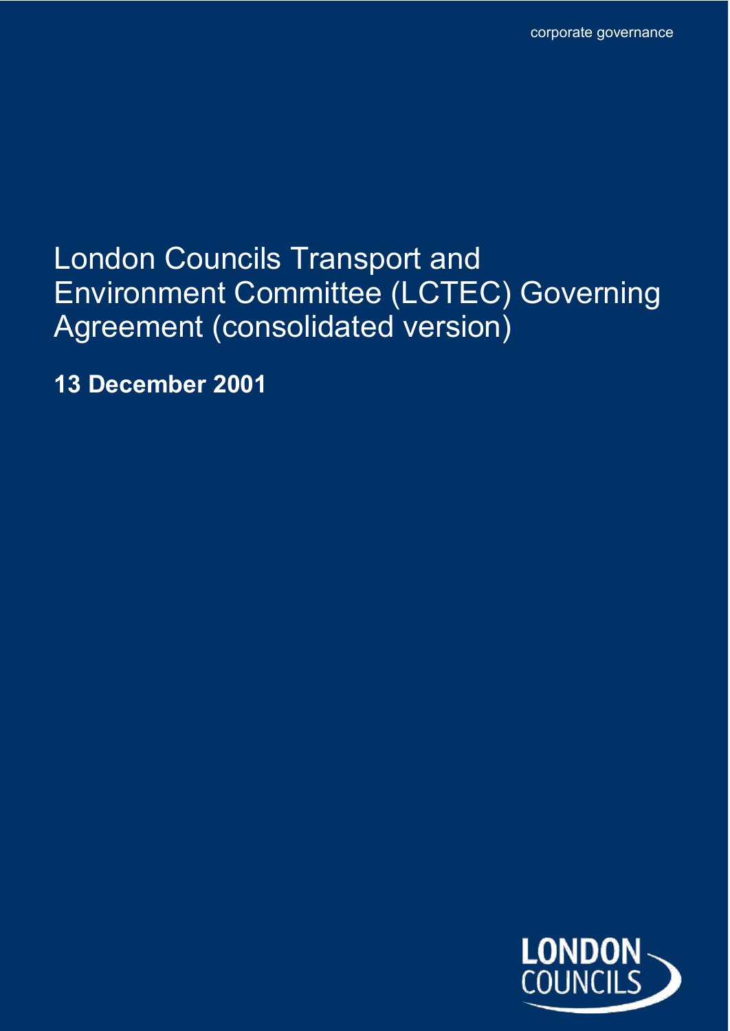corporate governance

# London Councils Transport and Environment Committee (LCTEC) Governing Agreement (consolidated version)

**13 December 2001**

LONDON COUNCILS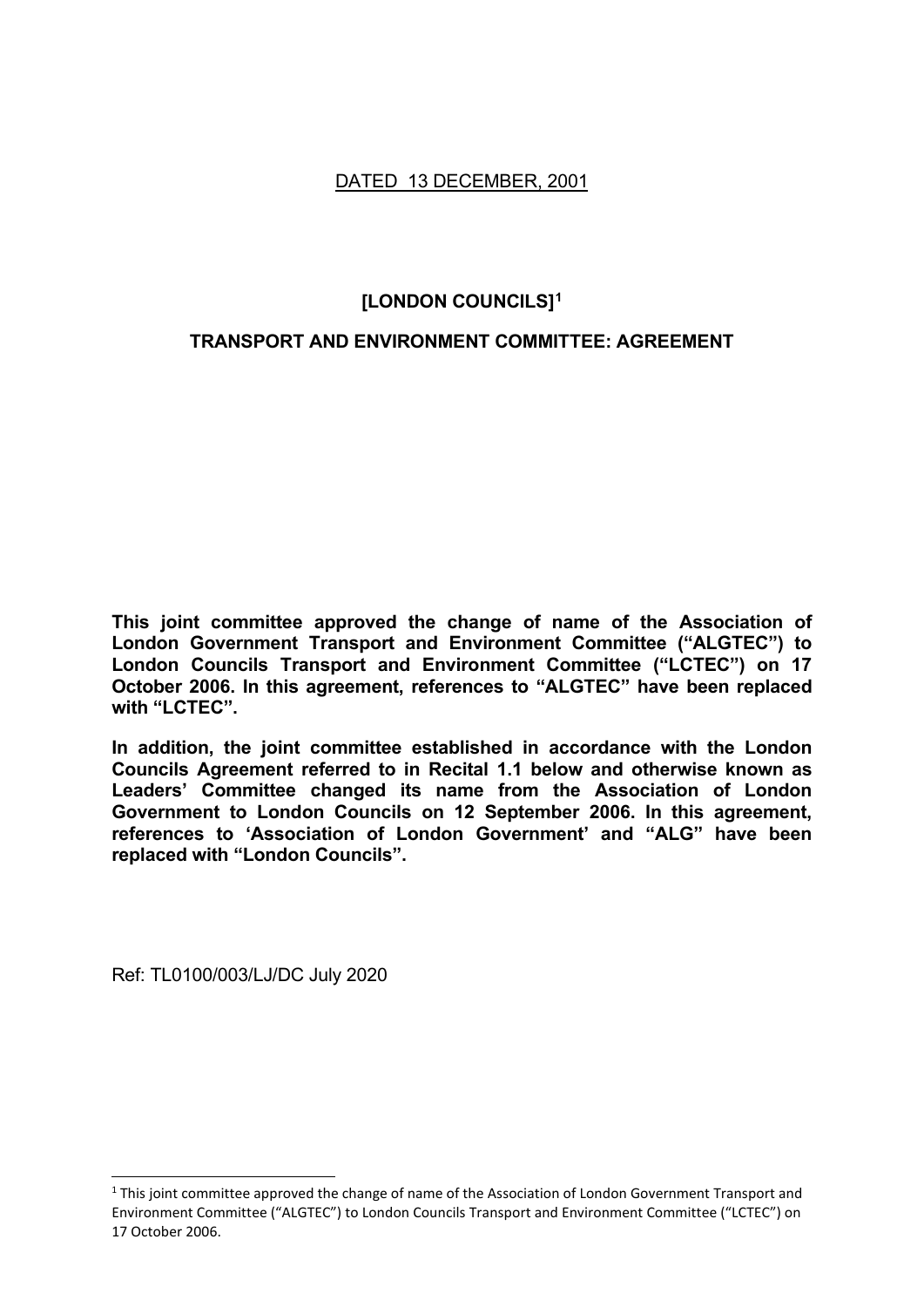DATED 13 DECEMBER, 2001

**[LONDON COUNCILS][1]**

**TRANSPORT AND ENVIRONMENT COMMITTEE: AGREEMENT**

**This joint committee approved the change of name of the Association of London Government Transport and Environment Committee ("ALGTEC") to London Councils Transport and Environment Committee ("LCTEC") on 17 October 2006. In this agreement, references to "ALGTEC" have been replaced with "LCTEC".**

**In addition, the joint committee established in accordance with the London Councils Agreement referred to in Recital 1.1 below and otherwise known as Leaders' Committee changed its name from the Association of London Government to London Councils on 12 September 2006. In this agreement, references to 'Association of London Government' and "ALG" have been replaced with "London Councils".**

Ref: TL0100/003/LJ/DC July 2020

[1] This joint committee approved the change of name of the Association of London Government Transport and Environment Committee ("ALGTEC") to London Councils Transport and Environment Committee ("LCTEC") on 17 October 2006.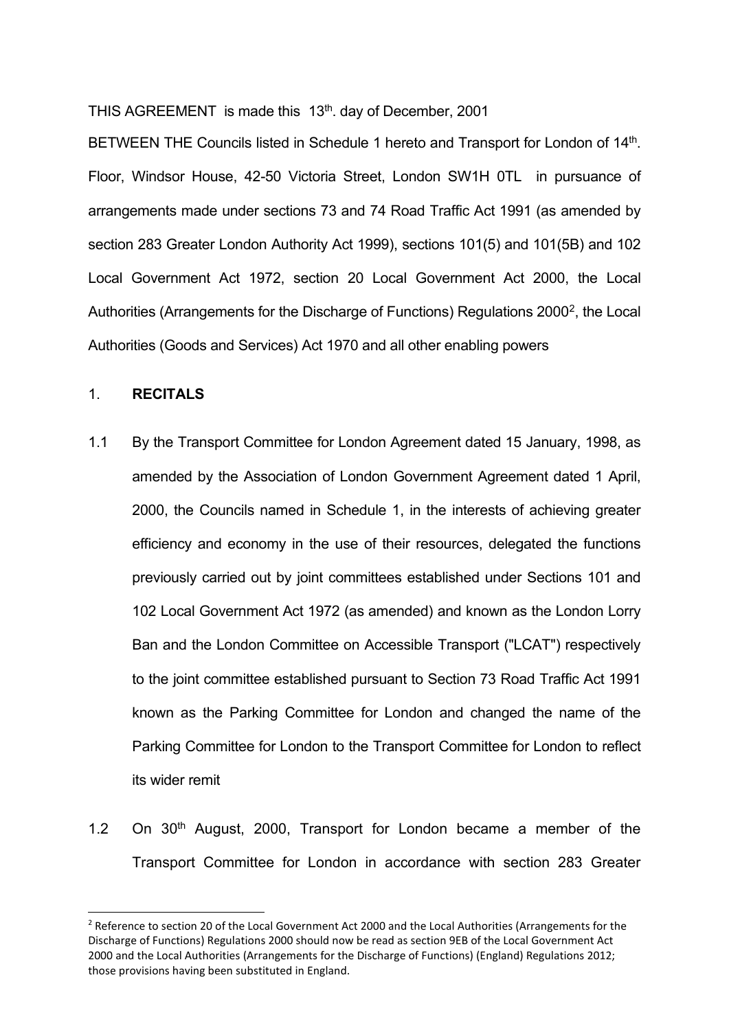THIS AGREEMENT is made this 13th. day of December, 2001

BETWEEN THE Councils listed in Schedule 1 hereto and Transport for London of 14th. Floor, Windsor House, 42-50 Victoria Street, London SW1H 0TL in pursuance of arrangements made under sections 73 and 74 Road Traffic Act 1991 (as amended by section 283 Greater London Authority Act 1999), sections 101(5) and 101(5B) and 102 Local Government Act 1972, section 20 Local Government Act 2000, the Local Authorities (Arrangements for the Discharge of Functions) Regulations 2000[2], the Local Authorities (Goods and Services) Act 1970 and all other enabling powers

1. **RECITALS**

1.1 By the Transport Committee for London Agreement dated 15 January, 1998, as amended by the Association of London Government Agreement dated 1 April, 2000, the Councils named in Schedule 1, in the interests of achieving greater efficiency and economy in the use of their resources, delegated the functions previously carried out by joint committees established under Sections 101 and 102 Local Government Act 1972 (as amended) and known as the London Lorry Ban and the London Committee on Accessible Transport ("LCAT") respectively to the joint committee established pursuant to Section 73 Road Traffic Act 1991 known as the Parking Committee for London and changed the name of the Parking Committee for London to the Transport Committee for London to reflect its wider remit

1.2 On 30th August, 2000, Transport for London became a member of the Transport Committee for London in accordance with section 283 Greater

[2] Reference to section 20 of the Local Government Act 2000 and the Local Authorities (Arrangements for the Discharge of Functions) Regulations 2000 should now be read as section 9EB of the Local Government Act 2000 and the Local Authorities (Arrangements for the Discharge of Functions) (England) Regulations 2012; those provisions having been substituted in England.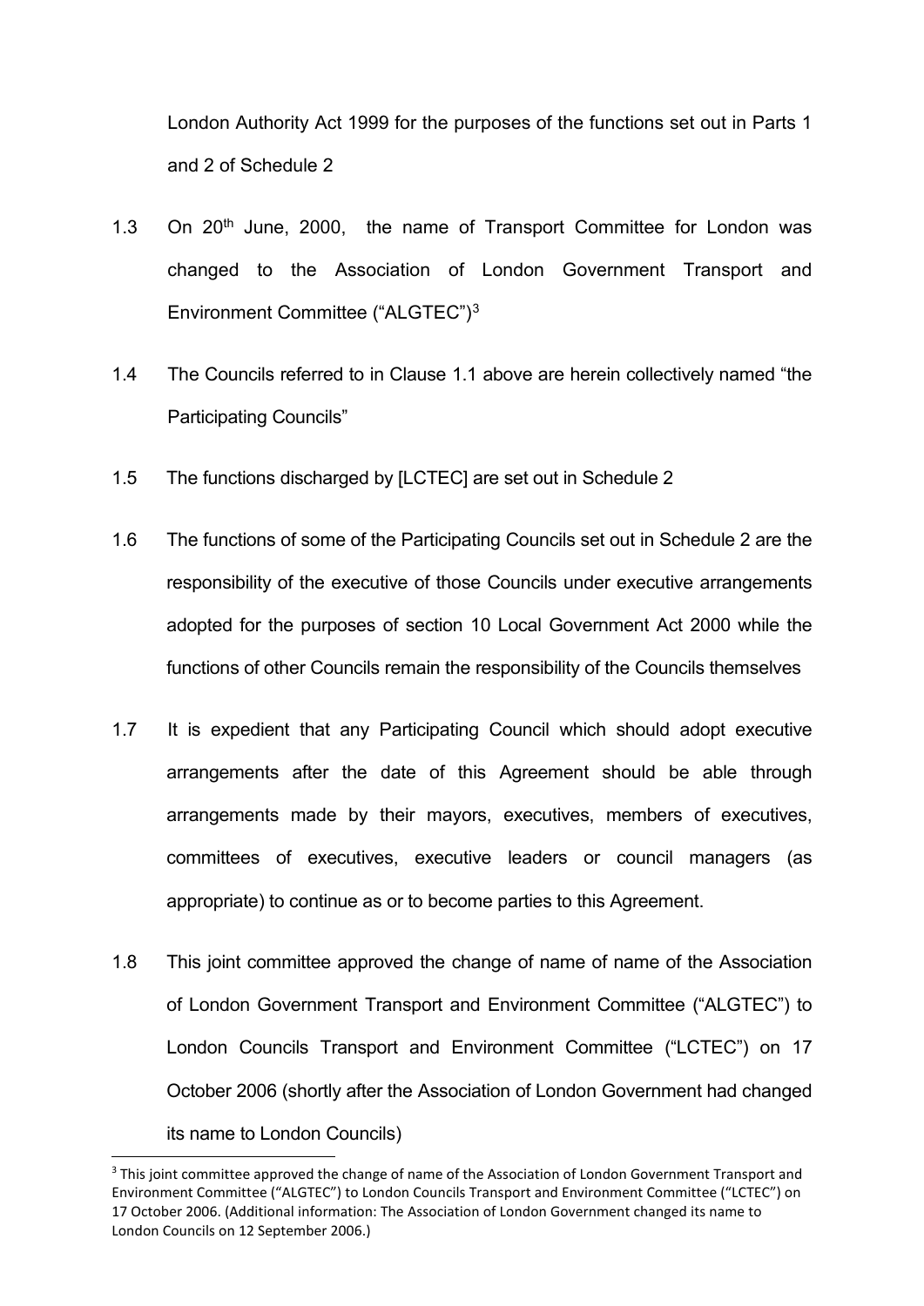London Authority Act 1999 for the purposes of the functions set out in Parts 1 and 2 of Schedule 2

1.3 On 20th June, 2000, the name of Transport Committee for London was changed to the Association of London Government Transport and Environment Committee ("ALGTEC")[3]

1.4 The Councils referred to in Clause 1.1 above are herein collectively named "the Participating Councils"

1.5 The functions discharged by [LCTEC] are set out in Schedule 2

1.6 The functions of some of the Participating Councils set out in Schedule 2 are the responsibility of the executive of those Councils under executive arrangements adopted for the purposes of section 10 Local Government Act 2000 while the functions of other Councils remain the responsibility of the Councils themselves

1.7 It is expedient that any Participating Council which should adopt executive arrangements after the date of this Agreement should be able through arrangements made by their mayors, executives, members of executives, committees of executives, executive leaders or council managers (as appropriate) to continue as or to become parties to this Agreement.

1.8 This joint committee approved the change of name of name of the Association of London Government Transport and Environment Committee ("ALGTEC") to London Councils Transport and Environment Committee ("LCTEC") on 17 October 2006 (shortly after the Association of London Government had changed its name to London Councils)

[3] This joint committee approved the change of name of the Association of London Government Transport and Environment Committee ("ALGTEC") to London Councils Transport and Environment Committee ("LCTEC") on 17 October 2006. (Additional information: The Association of London Government changed its name to London Councils on 12 September 2006.)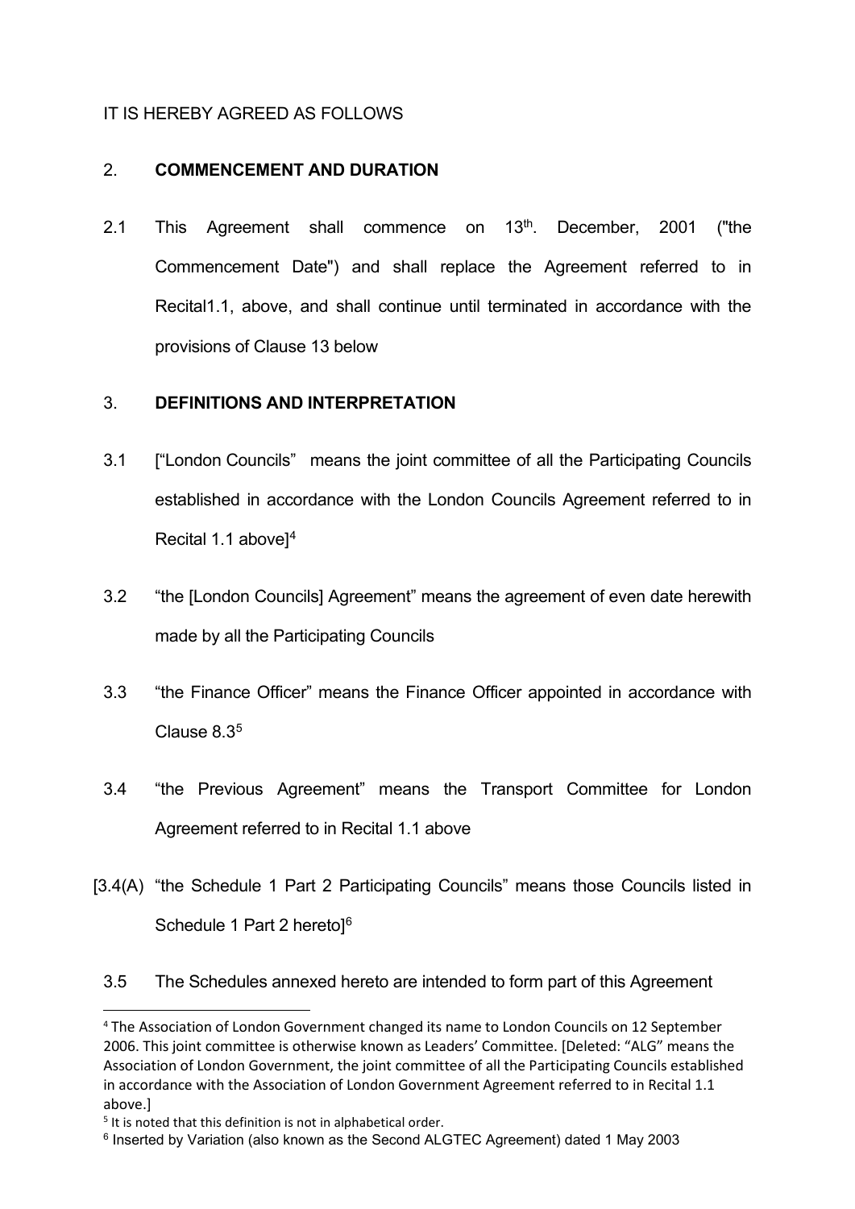IT IS HEREBY AGREED AS FOLLOWS

2. **COMMENCEMENT AND DURATION**

2.1 This Agreement shall commence on 13th. December, 2001 ("the Commencement Date") and shall replace the Agreement referred to in Recital1.1, above, and shall continue until terminated in accordance with the provisions of Clause 13 below

3. **DEFINITIONS AND INTERPRETATION**

3.1 ["London Councils" means the joint committee of all the Participating Councils established in accordance with the London Councils Agreement referred to in Recital 1.1 above][4]

3.2 "the [London Councils] Agreement" means the agreement of even date herewith made by all the Participating Councils

3.3 "the Finance Officer" means the Finance Officer appointed in accordance with Clause 8.3[5]

3.4 "the Previous Agreement" means the Transport Committee for London Agreement referred to in Recital 1.1 above

[3.4(A) "the Schedule 1 Part 2 Participating Councils" means those Councils listed in Schedule 1 Part 2 hereto][6]

3.5 The Schedules annexed hereto are intended to form part of this Agreement

---

[4] The Association of London Government changed its name to London Councils on 12 September 2006. This joint committee is otherwise known as Leaders' Committee. [Deleted: "ALG" means the Association of London Government, the joint committee of all the Participating Councils established in accordance with the Association of London Government Agreement referred to in Recital 1.1 above.]

[5] It is noted that this definition is not in alphabetical order.

[6] Inserted by Variation (also known as the Second ALGTEC Agreement) dated 1 May 2003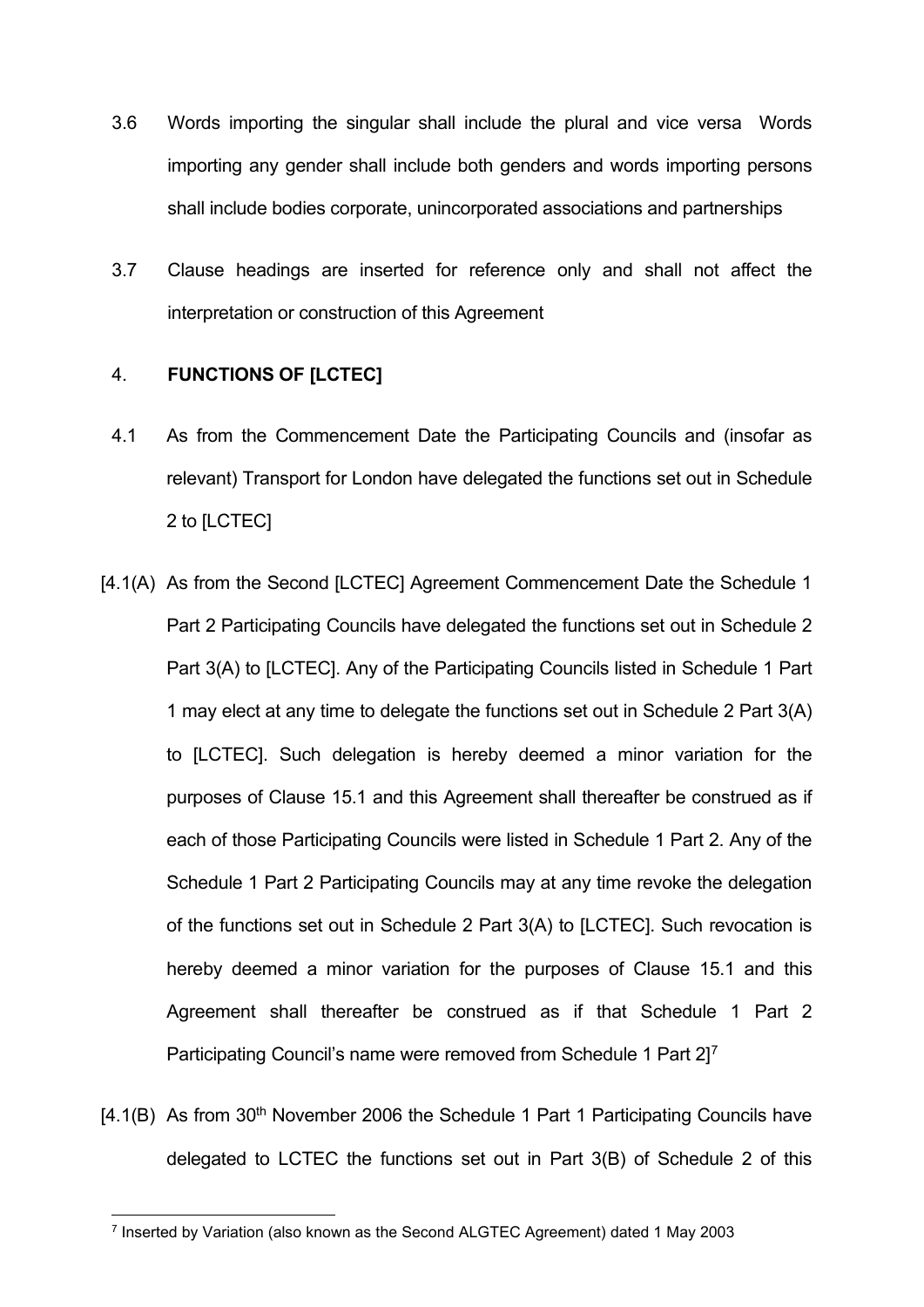3.6 Words importing the singular shall include the plural and vice versa Words importing any gender shall include both genders and words importing persons shall include bodies corporate, unincorporated associations and partnerships

3.7 Clause headings are inserted for reference only and shall not affect the interpretation or construction of this Agreement

4. **FUNCTIONS OF [LCTEC]**

4.1 As from the Commencement Date the Participating Councils and (insofar as relevant) Transport for London have delegated the functions set out in Schedule 2 to [LCTEC]

[4.1(A) As from the Second [LCTEC] Agreement Commencement Date the Schedule 1 Part 2 Participating Councils have delegated the functions set out in Schedule 2 Part 3(A) to [LCTEC]. Any of the Participating Councils listed in Schedule 1 Part 1 may elect at any time to delegate the functions set out in Schedule 2 Part 3(A) to [LCTEC]. Such delegation is hereby deemed a minor variation for the purposes of Clause 15.1 and this Agreement shall thereafter be construed as if each of those Participating Councils were listed in Schedule 1 Part 2. Any of the Schedule 1 Part 2 Participating Councils may at any time revoke the delegation of the functions set out in Schedule 2 Part 3(A) to [LCTEC]. Such revocation is hereby deemed a minor variation for the purposes of Clause 15.1 and this Agreement shall thereafter be construed as if that Schedule 1 Part 2 Participating Council's name were removed from Schedule 1 Part 2][7]

[4.1(B) As from 30th November 2006 the Schedule 1 Part 1 Participating Councils have delegated to LCTEC the functions set out in Part 3(B) of Schedule 2 of this

[7] Inserted by Variation (also known as the Second ALGTEC Agreement) dated 1 May 2003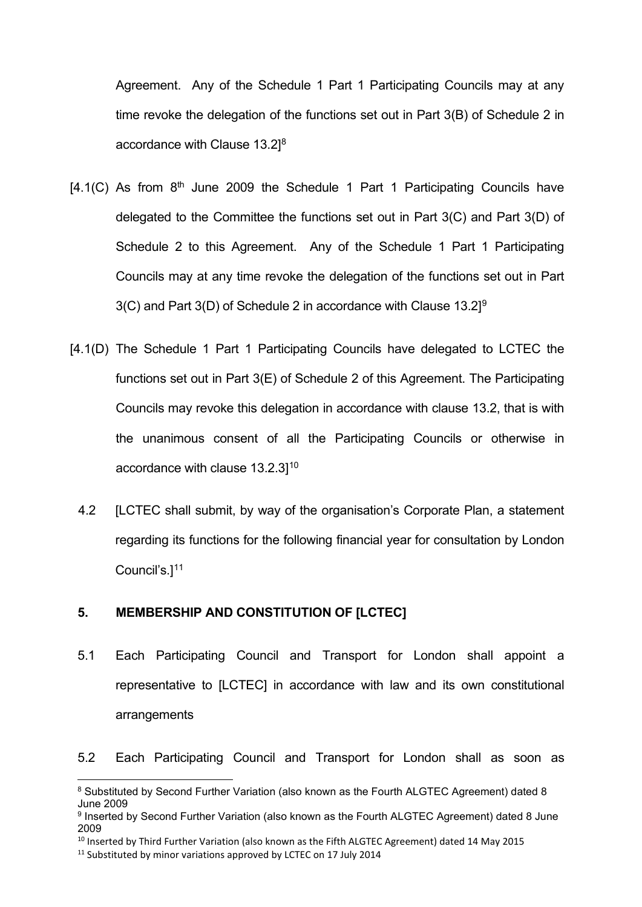Agreement. Any of the Schedule 1 Part 1 Participating Councils may at any time revoke the delegation of the functions set out in Part 3(B) of Schedule 2 in accordance with Clause 13.2][8]

[4.1(C) As from 8th June 2009 the Schedule 1 Part 1 Participating Councils have delegated to the Committee the functions set out in Part 3(C) and Part 3(D) of Schedule 2 to this Agreement. Any of the Schedule 1 Part 1 Participating Councils may at any time revoke the delegation of the functions set out in Part 3(C) and Part 3(D) of Schedule 2 in accordance with Clause 13.2][9]

[4.1(D) The Schedule 1 Part 1 Participating Councils have delegated to LCTEC the functions set out in Part 3(E) of Schedule 2 of this Agreement. The Participating Councils may revoke this delegation in accordance with clause 13.2, that is with the unanimous consent of all the Participating Councils or otherwise in accordance with clause 13.2.3][10]

4.2 [LCTEC shall submit, by way of the organisation's Corporate Plan, a statement regarding its functions for the following financial year for consultation by London Council's.][11]

## 5. MEMBERSHIP AND CONSTITUTION OF [LCTEC]

5.1 Each Participating Council and Transport for London shall appoint a representative to [LCTEC] in accordance with law and its own constitutional arrangements

5.2 Each Participating Council and Transport for London shall as soon as

---

[8] Substituted by Second Further Variation (also known as the Fourth ALGTEC Agreement) dated 8 June 2009

[9] Inserted by Second Further Variation (also known as the Fourth ALGTEC Agreement) dated 8 June 2009

[10] Inserted by Third Further Variation (also known as the Fifth ALGTEC Agreement) dated 14 May 2015

[11] Substituted by minor variations approved by LCTEC on 17 July 2014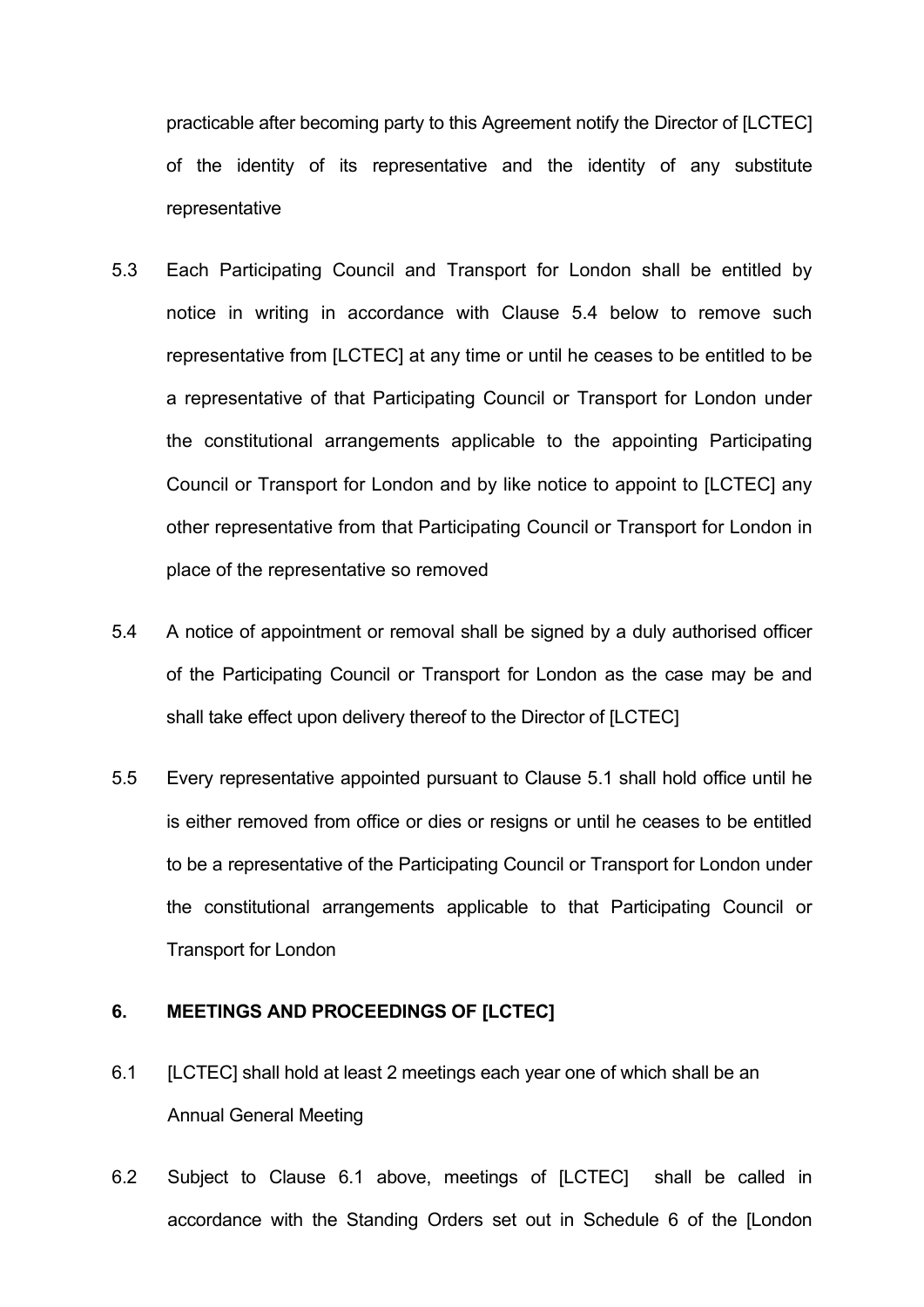practicable after becoming party to this Agreement notify the Director of [LCTEC] of the identity of its representative and the identity of any substitute representative

5.3 Each Participating Council and Transport for London shall be entitled by notice in writing in accordance with Clause 5.4 below to remove such representative from [LCTEC] at any time or until he ceases to be entitled to be a representative of that Participating Council or Transport for London under the constitutional arrangements applicable to the appointing Participating Council or Transport for London and by like notice to appoint to [LCTEC] any other representative from that Participating Council or Transport for London in place of the representative so removed

5.4 A notice of appointment or removal shall be signed by a duly authorised officer of the Participating Council or Transport for London as the case may be and shall take effect upon delivery thereof to the Director of [LCTEC]

5.5 Every representative appointed pursuant to Clause 5.1 shall hold office until he is either removed from office or dies or resigns or until he ceases to be entitled to be a representative of the Participating Council or Transport for London under the constitutional arrangements applicable to that Participating Council or Transport for London

## 6. MEETINGS AND PROCEEDINGS OF [LCTEC]

6.1 [LCTEC] shall hold at least 2 meetings each year one of which shall be an Annual General Meeting

6.2 Subject to Clause 6.1 above, meetings of [LCTEC] shall be called in accordance with the Standing Orders set out in Schedule 6 of the [London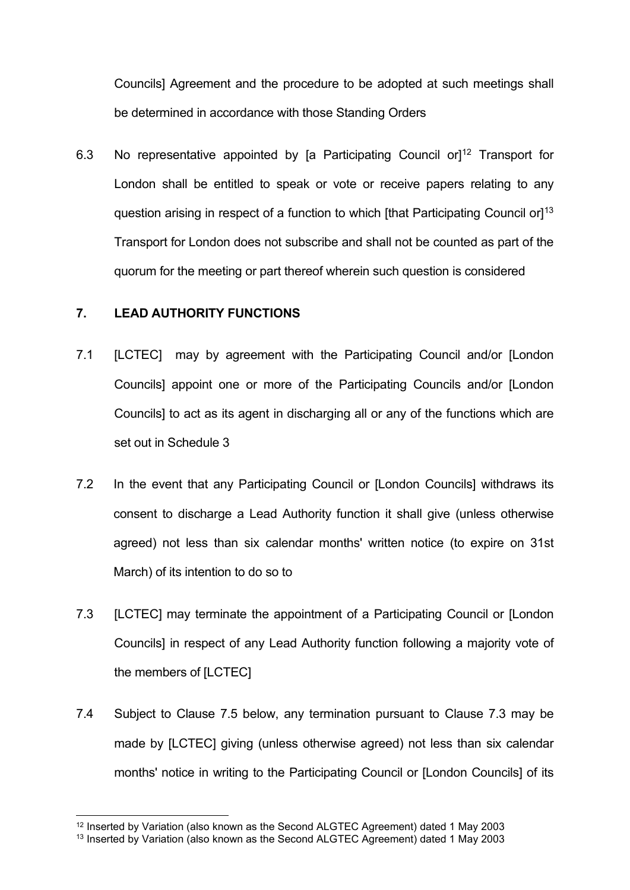Councils] Agreement and the procedure to be adopted at such meetings shall be determined in accordance with those Standing Orders

6.3 No representative appointed by [a Participating Council or][12] Transport for London shall be entitled to speak or vote or receive papers relating to any question arising in respect of a function to which [that Participating Council or][13] Transport for London does not subscribe and shall not be counted as part of the quorum for the meeting or part thereof wherein such question is considered

## 7. LEAD AUTHORITY FUNCTIONS

7.1 [LCTEC] may by agreement with the Participating Council and/or [London Councils] appoint one or more of the Participating Councils and/or [London Councils] to act as its agent in discharging all or any of the functions which are set out in Schedule 3

7.2 In the event that any Participating Council or [London Councils] withdraws its consent to discharge a Lead Authority function it shall give (unless otherwise agreed) not less than six calendar months' written notice (to expire on 31st March) of its intention to do so to

7.3 [LCTEC] may terminate the appointment of a Participating Council or [London Councils] in respect of any Lead Authority function following a majority vote of the members of [LCTEC]

7.4 Subject to Clause 7.5 below, any termination pursuant to Clause 7.3 may be made by [LCTEC] giving (unless otherwise agreed) not less than six calendar months' notice in writing to the Participating Council or [London Councils] of its

---

[12] Inserted by Variation (also known as the Second ALGTEC Agreement) dated 1 May 2003

[13] Inserted by Variation (also known as the Second ALGTEC Agreement) dated 1 May 2003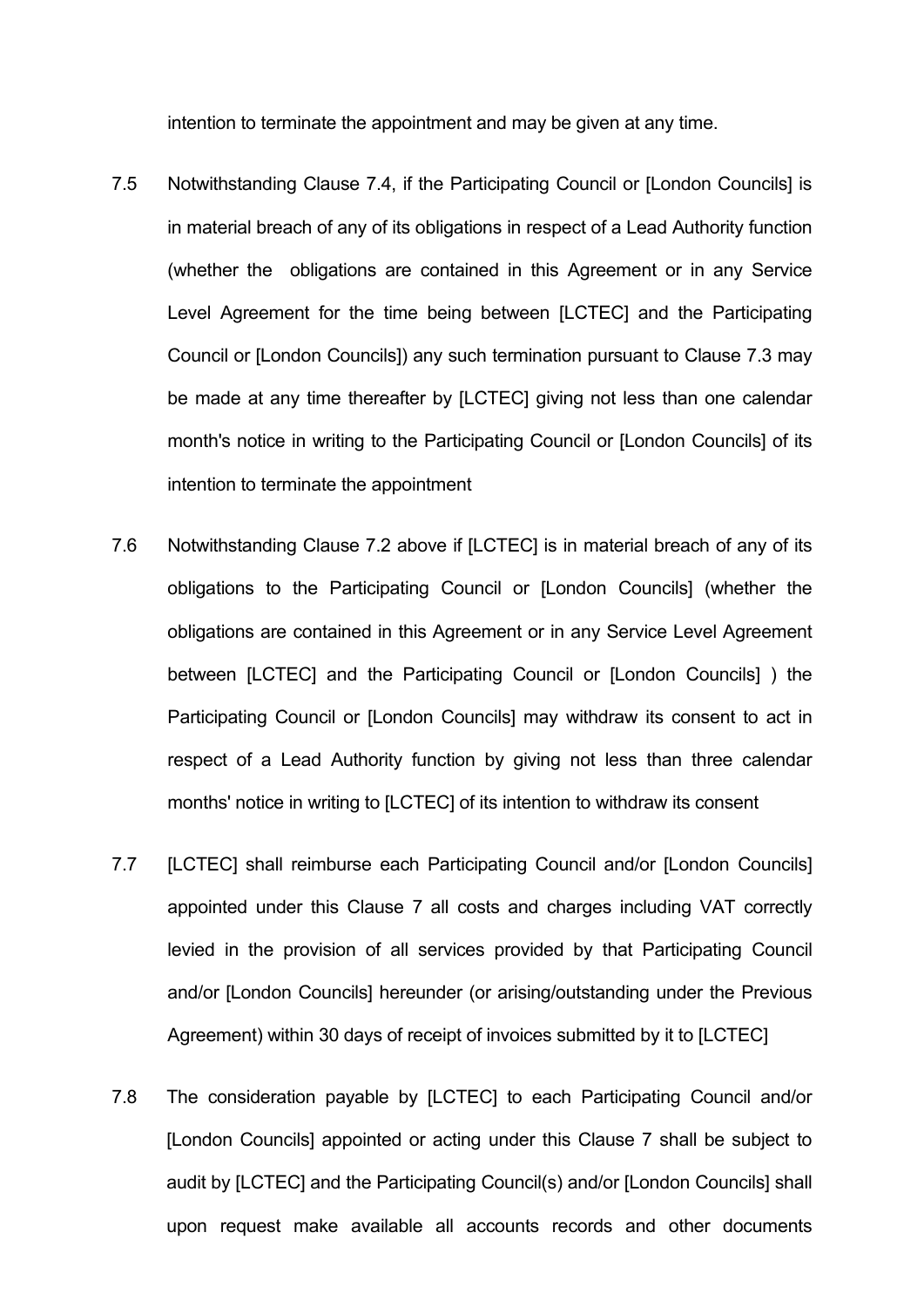intention to terminate the appointment and may be given at any time.

7.5 Notwithstanding Clause 7.4, if the Participating Council or [London Councils] is in material breach of any of its obligations in respect of a Lead Authority function (whether the obligations are contained in this Agreement or in any Service Level Agreement for the time being between [LCTEC] and the Participating Council or [London Councils]) any such termination pursuant to Clause 7.3 may be made at any time thereafter by [LCTEC] giving not less than one calendar month's notice in writing to the Participating Council or [London Councils] of its intention to terminate the appointment

7.6 Notwithstanding Clause 7.2 above if [LCTEC] is in material breach of any of its obligations to the Participating Council or [London Councils] (whether the obligations are contained in this Agreement or in any Service Level Agreement between [LCTEC] and the Participating Council or [London Councils] ) the Participating Council or [London Councils] may withdraw its consent to act in respect of a Lead Authority function by giving not less than three calendar months' notice in writing to [LCTEC] of its intention to withdraw its consent

7.7 [LCTEC] shall reimburse each Participating Council and/or [London Councils] appointed under this Clause 7 all costs and charges including VAT correctly levied in the provision of all services provided by that Participating Council and/or [London Councils] hereunder (or arising/outstanding under the Previous Agreement) within 30 days of receipt of invoices submitted by it to [LCTEC]

7.8 The consideration payable by [LCTEC] to each Participating Council and/or [London Councils] appointed or acting under this Clause 7 shall be subject to audit by [LCTEC] and the Participating Council(s) and/or [London Councils] shall upon request make available all accounts records and other documents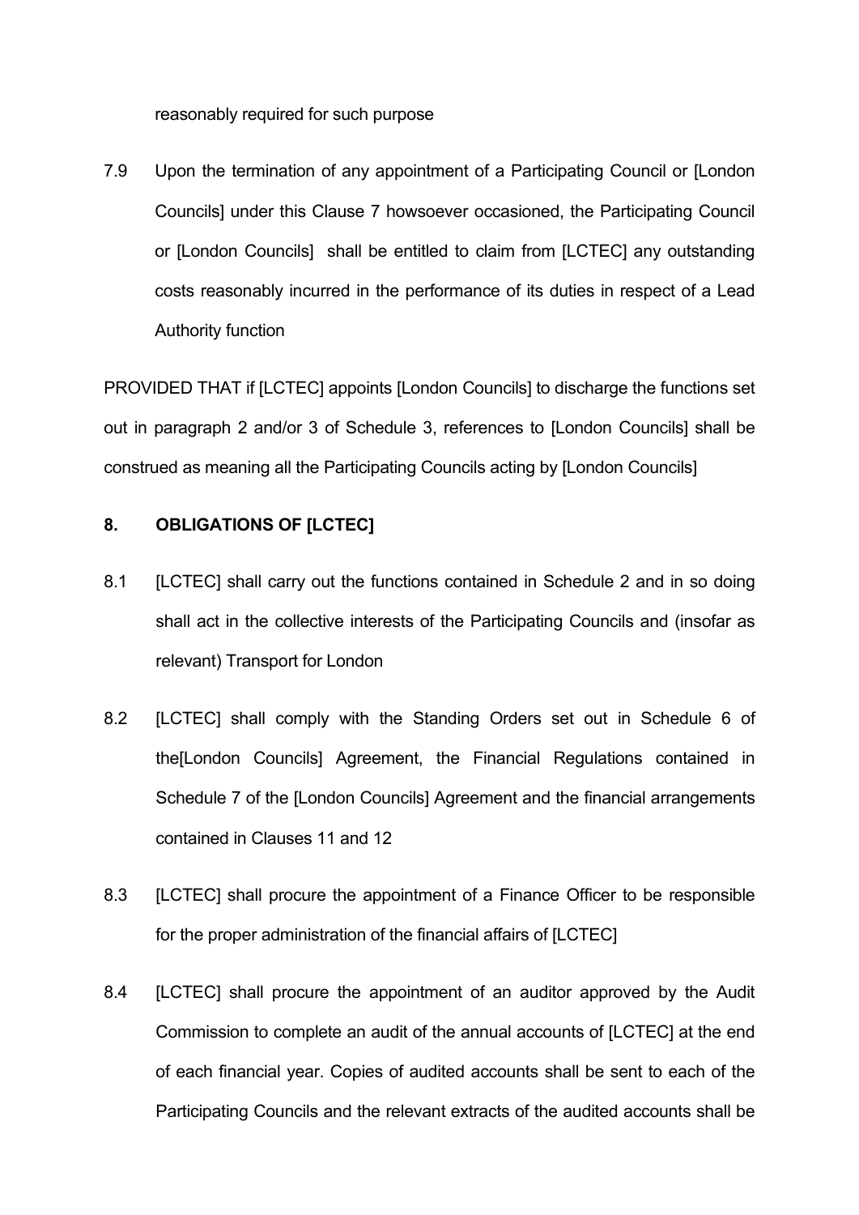reasonably required for such purpose

7.9 Upon the termination of any appointment of a Participating Council or [London Councils] under this Clause 7 howsoever occasioned, the Participating Council or [London Councils] shall be entitled to claim from [LCTEC] any outstanding costs reasonably incurred in the performance of its duties in respect of a Lead Authority function

PROVIDED THAT if [LCTEC] appoints [London Councils] to discharge the functions set out in paragraph 2 and/or 3 of Schedule 3, references to [London Councils] shall be construed as meaning all the Participating Councils acting by [London Councils]

## 8. OBLIGATIONS OF [LCTEC]

8.1 [LCTEC] shall carry out the functions contained in Schedule 2 and in so doing shall act in the collective interests of the Participating Councils and (insofar as relevant) Transport for London

8.2 [LCTEC] shall comply with the Standing Orders set out in Schedule 6 of the[London Councils] Agreement, the Financial Regulations contained in Schedule 7 of the [London Councils] Agreement and the financial arrangements contained in Clauses 11 and 12

8.3 [LCTEC] shall procure the appointment of a Finance Officer to be responsible for the proper administration of the financial affairs of [LCTEC]

8.4 [LCTEC] shall procure the appointment of an auditor approved by the Audit Commission to complete an audit of the annual accounts of [LCTEC] at the end of each financial year. Copies of audited accounts shall be sent to each of the Participating Councils and the relevant extracts of the audited accounts shall be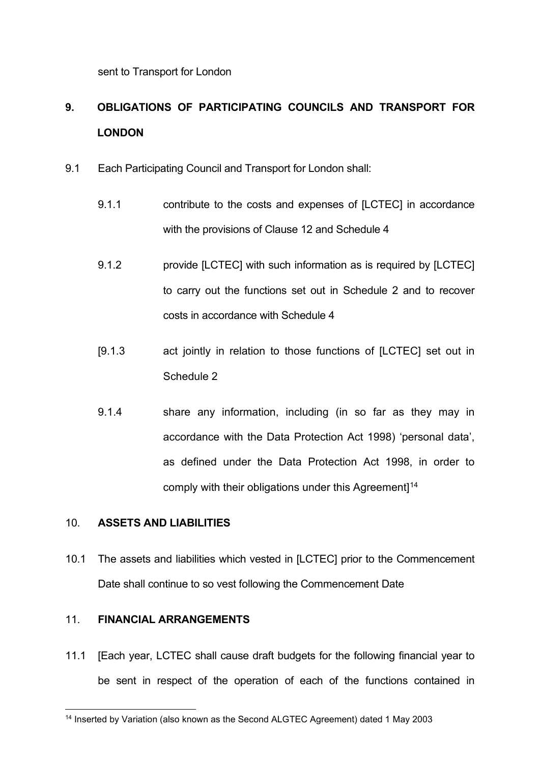sent to Transport for London

## 9. OBLIGATIONS OF PARTICIPATING COUNCILS AND TRANSPORT FOR LONDON

9.1 Each Participating Council and Transport for London shall:

9.1.1 contribute to the costs and expenses of [LCTEC] in accordance with the provisions of Clause 12 and Schedule 4

9.1.2 provide [LCTEC] with such information as is required by [LCTEC] to carry out the functions set out in Schedule 2 and to recover costs in accordance with Schedule 4

[9.1.3 act jointly in relation to those functions of [LCTEC] set out in Schedule 2

9.1.4 share any information, including (in so far as they may in accordance with the Data Protection Act 1998) 'personal data', as defined under the Data Protection Act 1998, in order to comply with their obligations under this Agreement][14]

## 10. ASSETS AND LIABILITIES

10.1 The assets and liabilities which vested in [LCTEC] prior to the Commencement Date shall continue to so vest following the Commencement Date

## 11. FINANCIAL ARRANGEMENTS

11.1 [Each year, LCTEC shall cause draft budgets for the following financial year to be sent in respect of the operation of each of the functions contained in

[14] Inserted by Variation (also known as the Second ALGTEC Agreement) dated 1 May 2003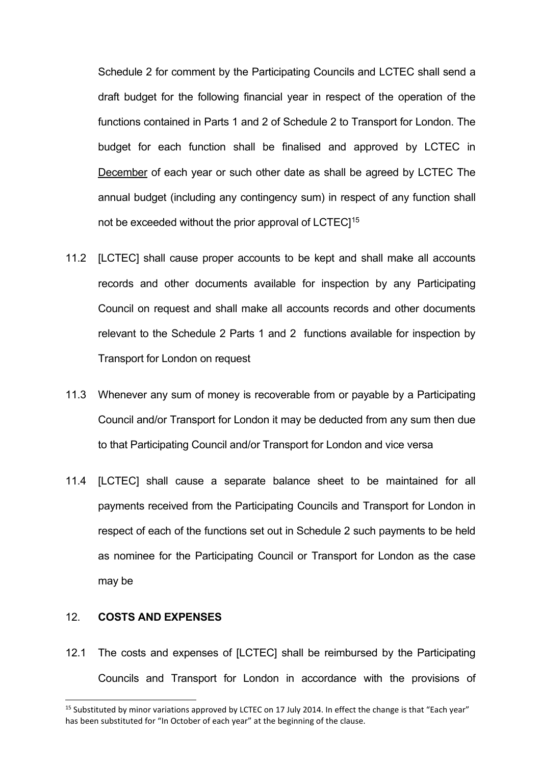Schedule 2 for comment by the Participating Councils and LCTEC shall send a draft budget for the following financial year in respect of the operation of the functions contained in Parts 1 and 2 of Schedule 2 to Transport for London. The budget for each function shall be finalised and approved by LCTEC in December of each year or such other date as shall be agreed by LCTEC The annual budget (including any contingency sum) in respect of any function shall not be exceeded without the prior approval of LCTEC][15]

11.2 [LCTEC] shall cause proper accounts to be kept and shall make all accounts records and other documents available for inspection by any Participating Council on request and shall make all accounts records and other documents relevant to the Schedule 2 Parts 1 and 2 functions available for inspection by Transport for London on request

11.3 Whenever any sum of money is recoverable from or payable by a Participating Council and/or Transport for London it may be deducted from any sum then due to that Participating Council and/or Transport for London and vice versa

11.4 [LCTEC] shall cause a separate balance sheet to be maintained for all payments received from the Participating Councils and Transport for London in respect of each of the functions set out in Schedule 2 such payments to be held as nominee for the Participating Council or Transport for London as the case may be

## 12. COSTS AND EXPENSES

12.1 The costs and expenses of [LCTEC] shall be reimbursed by the Participating Councils and Transport for London in accordance with the provisions of

[15] Substituted by minor variations approved by LCTEC on 17 July 2014. In effect the change is that "Each year" has been substituted for "In October of each year" at the beginning of the clause.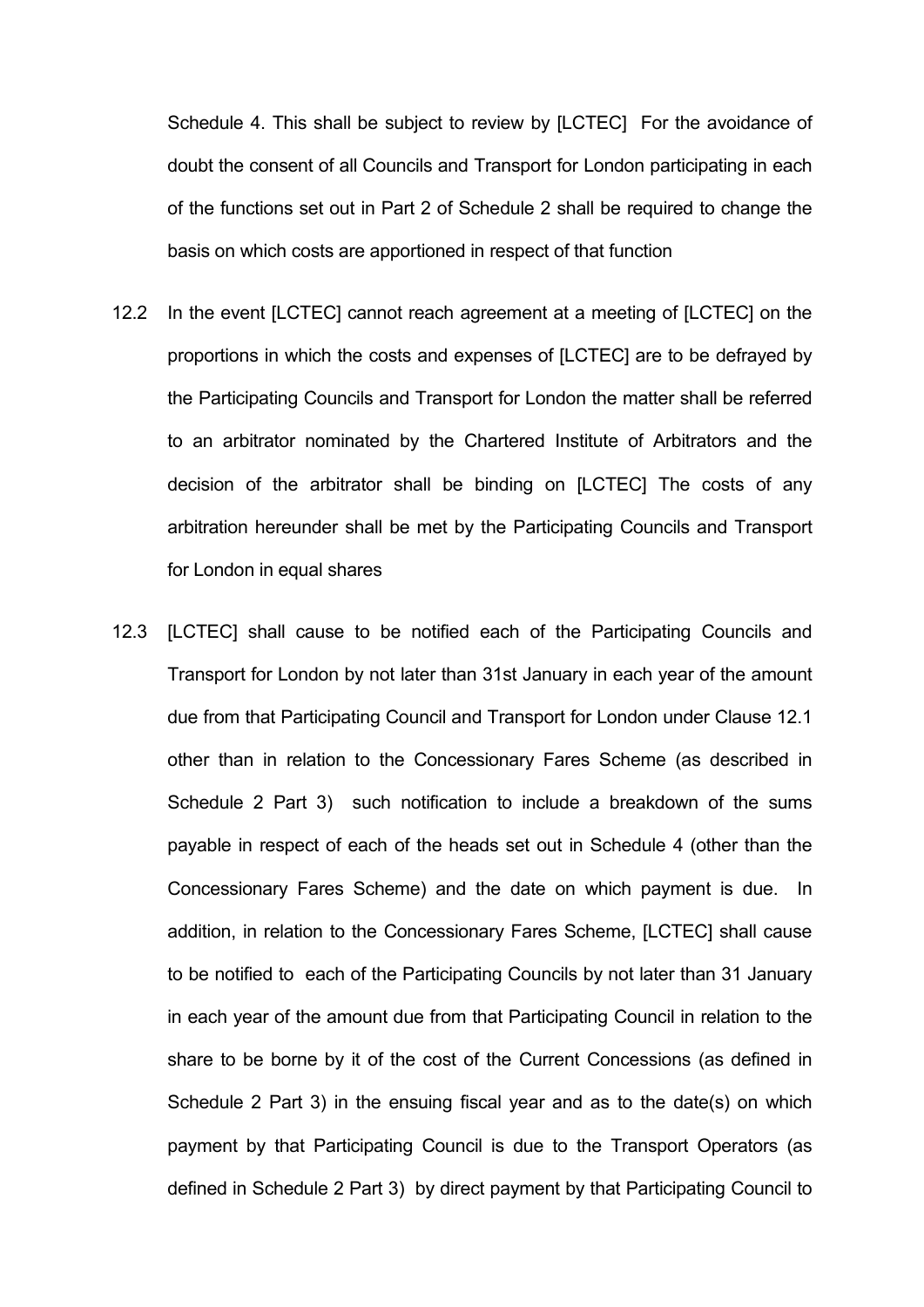Schedule 4. This shall be subject to review by [LCTEC]  For the avoidance of doubt the consent of all Councils and Transport for London participating in each of the functions set out in Part 2 of Schedule 2 shall be required to change the basis on which costs are apportioned in respect of that function

12.2 In the event [LCTEC] cannot reach agreement at a meeting of [LCTEC] on the proportions in which the costs and expenses of [LCTEC] are to be defrayed by the Participating Councils and Transport for London the matter shall be referred to an arbitrator nominated by the Chartered Institute of Arbitrators and the decision of the arbitrator shall be binding on [LCTEC] The costs of any arbitration hereunder shall be met by the Participating Councils and Transport for London in equal shares

12.3 [LCTEC] shall cause to be notified each of the Participating Councils and Transport for London by not later than 31st January in each year of the amount due from that Participating Council and Transport for London under Clause 12.1 other than in relation to the Concessionary Fares Scheme (as described in Schedule 2 Part 3)  such notification to include a breakdown of the sums payable in respect of each of the heads set out in Schedule 4 (other than the Concessionary Fares Scheme) and the date on which payment is due.  In addition, in relation to the Concessionary Fares Scheme, [LCTEC] shall cause to be notified to  each of the Participating Councils by not later than 31 January in each year of the amount due from that Participating Council in relation to the share to be borne by it of the cost of the Current Concessions (as defined in Schedule 2 Part 3) in the ensuing fiscal year and as to the date(s) on which payment by that Participating Council is due to the Transport Operators (as defined in Schedule 2 Part 3)  by direct payment by that Participating Council to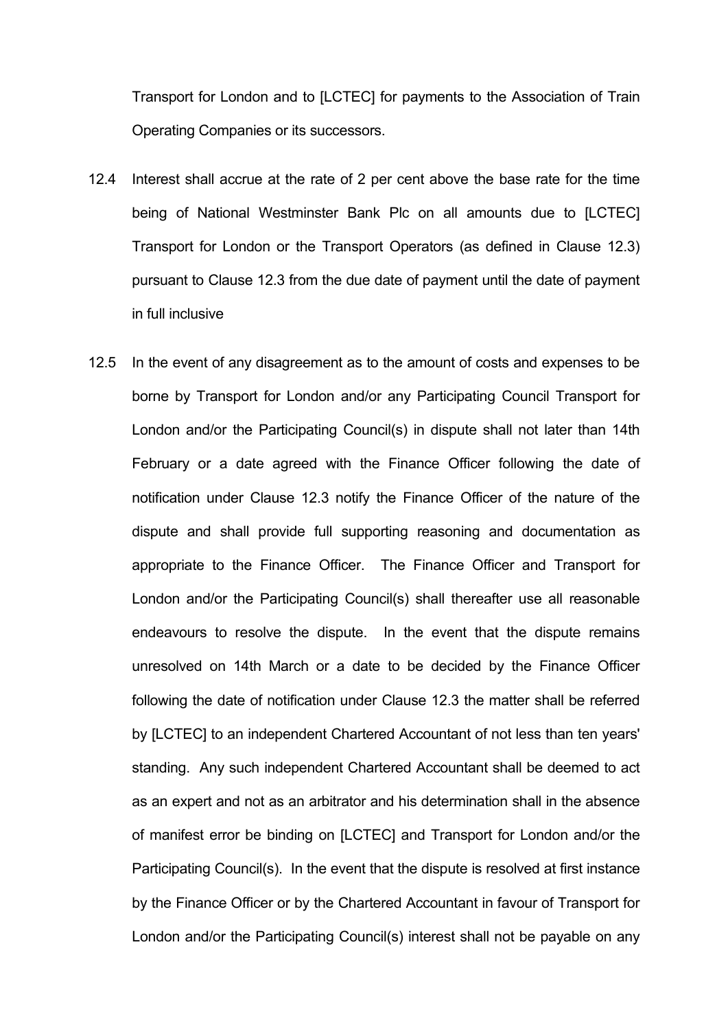Transport for London and to [LCTEC] for payments to the Association of Train Operating Companies or its successors.

12.4 Interest shall accrue at the rate of 2 per cent above the base rate for the time being of National Westminster Bank Plc on all amounts due to [LCTEC] Transport for London or the Transport Operators (as defined in Clause 12.3) pursuant to Clause 12.3 from the due date of payment until the date of payment in full inclusive

12.5 In the event of any disagreement as to the amount of costs and expenses to be borne by Transport for London and/or any Participating Council Transport for London and/or the Participating Council(s) in dispute shall not later than 14th February or a date agreed with the Finance Officer following the date of notification under Clause 12.3 notify the Finance Officer of the nature of the dispute and shall provide full supporting reasoning and documentation as appropriate to the Finance Officer. The Finance Officer and Transport for London and/or the Participating Council(s) shall thereafter use all reasonable endeavours to resolve the dispute. In the event that the dispute remains unresolved on 14th March or a date to be decided by the Finance Officer following the date of notification under Clause 12.3 the matter shall be referred by [LCTEC] to an independent Chartered Accountant of not less than ten years' standing. Any such independent Chartered Accountant shall be deemed to act as an expert and not as an arbitrator and his determination shall in the absence of manifest error be binding on [LCTEC] and Transport for London and/or the Participating Council(s). In the event that the dispute is resolved at first instance by the Finance Officer or by the Chartered Accountant in favour of Transport for London and/or the Participating Council(s) interest shall not be payable on any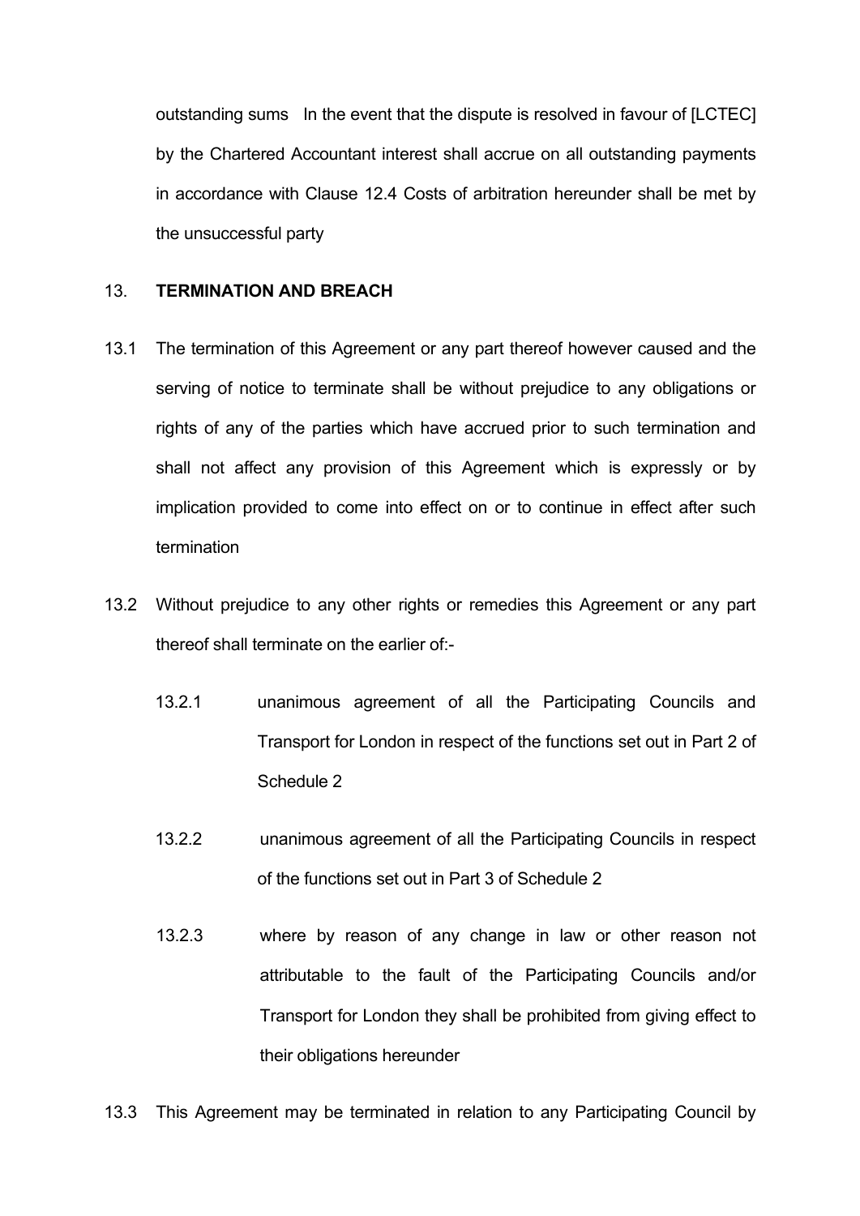outstanding sums In the event that the dispute is resolved in favour of [LCTEC] by the Chartered Accountant interest shall accrue on all outstanding payments in accordance with Clause 12.4 Costs of arbitration hereunder shall be met by the unsuccessful party

## 13. TERMINATION AND BREACH

13.1 The termination of this Agreement or any part thereof however caused and the serving of notice to terminate shall be without prejudice to any obligations or rights of any of the parties which have accrued prior to such termination and shall not affect any provision of this Agreement which is expressly or by implication provided to come into effect on or to continue in effect after such termination

13.2 Without prejudice to any other rights or remedies this Agreement or any part thereof shall terminate on the earlier of:-

13.2.1 unanimous agreement of all the Participating Councils and Transport for London in respect of the functions set out in Part 2 of Schedule 2

13.2.2 unanimous agreement of all the Participating Councils in respect of the functions set out in Part 3 of Schedule 2

13.2.3 where by reason of any change in law or other reason not attributable to the fault of the Participating Councils and/or Transport for London they shall be prohibited from giving effect to their obligations hereunder

13.3 This Agreement may be terminated in relation to any Participating Council by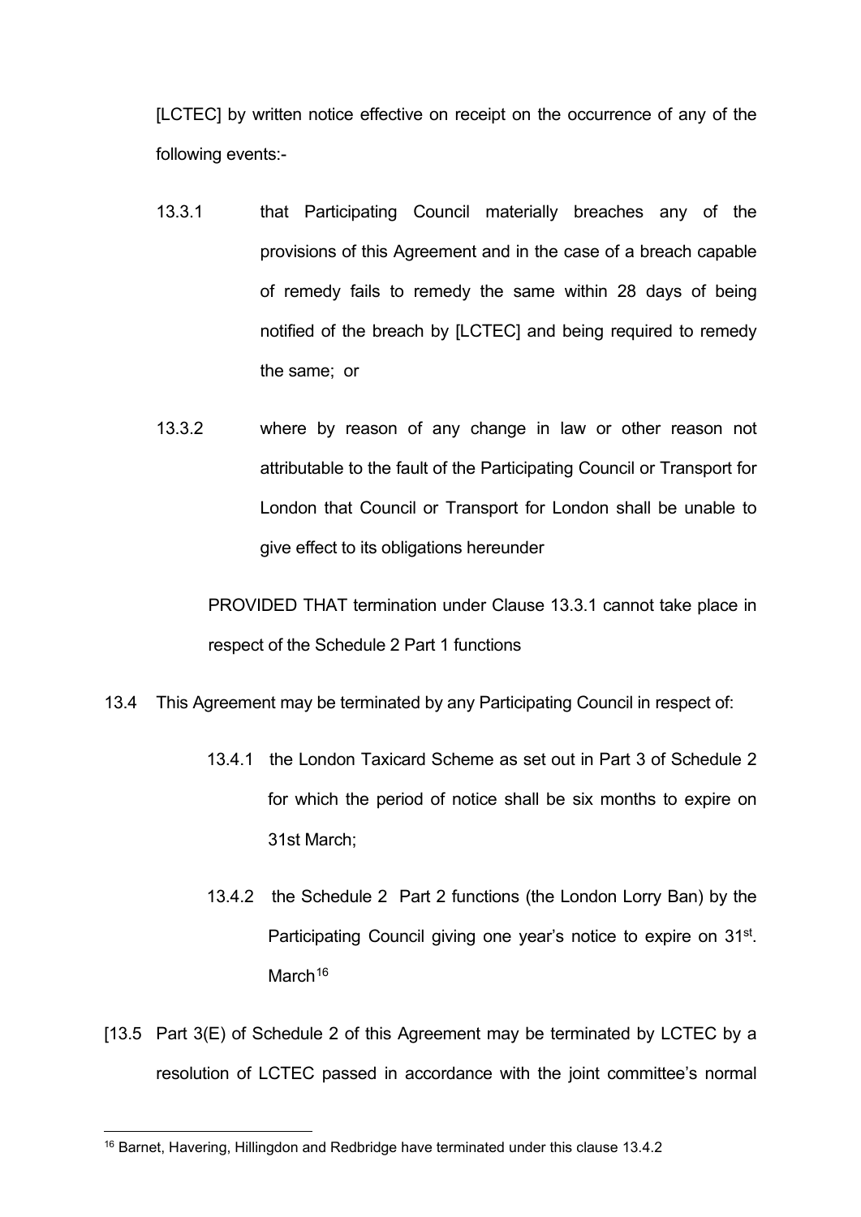[LCTEC] by written notice effective on receipt on the occurrence of any of the following events:-

13.3.1 that Participating Council materially breaches any of the provisions of this Agreement and in the case of a breach capable of remedy fails to remedy the same within 28 days of being notified of the breach by [LCTEC] and being required to remedy the same; or

13.3.2 where by reason of any change in law or other reason not attributable to the fault of the Participating Council or Transport for London that Council or Transport for London shall be unable to give effect to its obligations hereunder

PROVIDED THAT termination under Clause 13.3.1 cannot take place in respect of the Schedule 2 Part 1 functions

13.4 This Agreement may be terminated by any Participating Council in respect of:

13.4.1 the London Taxicard Scheme as set out in Part 3 of Schedule 2 for which the period of notice shall be six months to expire on 31st March;

13.4.2 the Schedule 2 Part 2 functions (the London Lorry Ban) by the Participating Council giving one year's notice to expire on 31st. March[16]

[13.5 Part 3(E) of Schedule 2 of this Agreement may be terminated by LCTEC by a resolution of LCTEC passed in accordance with the joint committee's normal

[16] Barnet, Havering, Hillingdon and Redbridge have terminated under this clause 13.4.2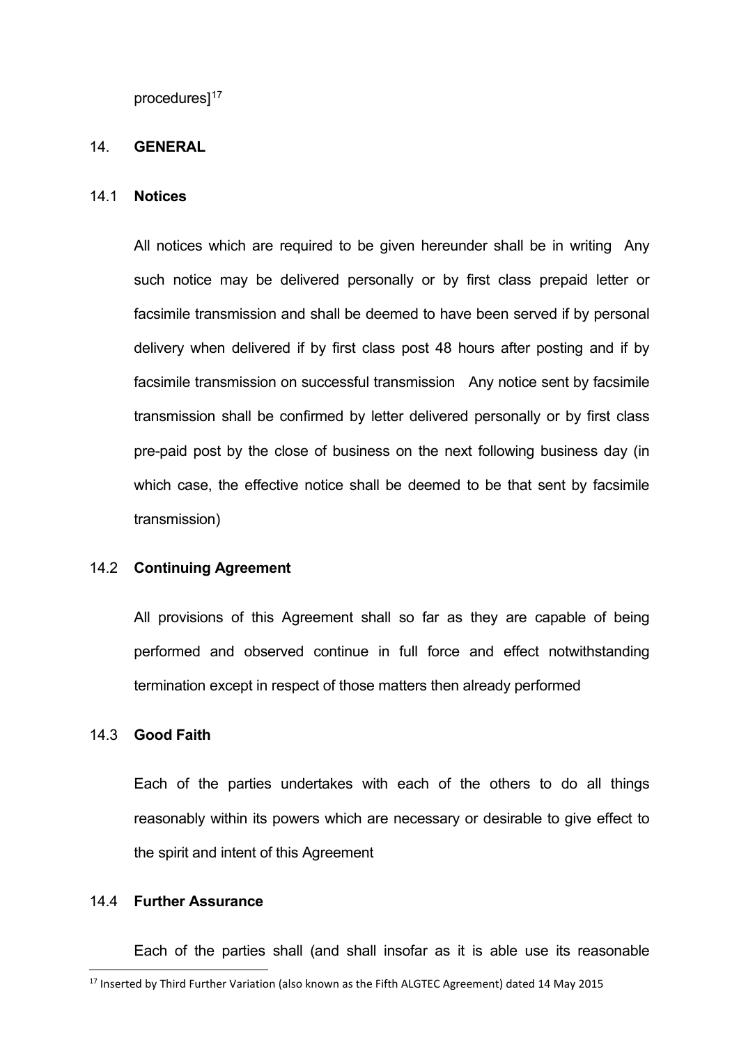procedures][17]

## 14. GENERAL

### 14.1 Notices

All notices which are required to be given hereunder shall be in writing Any such notice may be delivered personally or by first class prepaid letter or facsimile transmission and shall be deemed to have been served if by personal delivery when delivered if by first class post 48 hours after posting and if by facsimile transmission on successful transmission Any notice sent by facsimile transmission shall be confirmed by letter delivered personally or by first class pre-paid post by the close of business on the next following business day (in which case, the effective notice shall be deemed to be that sent by facsimile transmission)

### 14.2 Continuing Agreement

All provisions of this Agreement shall so far as they are capable of being performed and observed continue in full force and effect notwithstanding termination except in respect of those matters then already performed

### 14.3 Good Faith

Each of the parties undertakes with each of the others to do all things reasonably within its powers which are necessary or desirable to give effect to the spirit and intent of this Agreement

### 14.4 Further Assurance

Each of the parties shall (and shall insofar as it is able use its reasonable

---

[17] Inserted by Third Further Variation (also known as the Fifth ALGTEC Agreement) dated 14 May 2015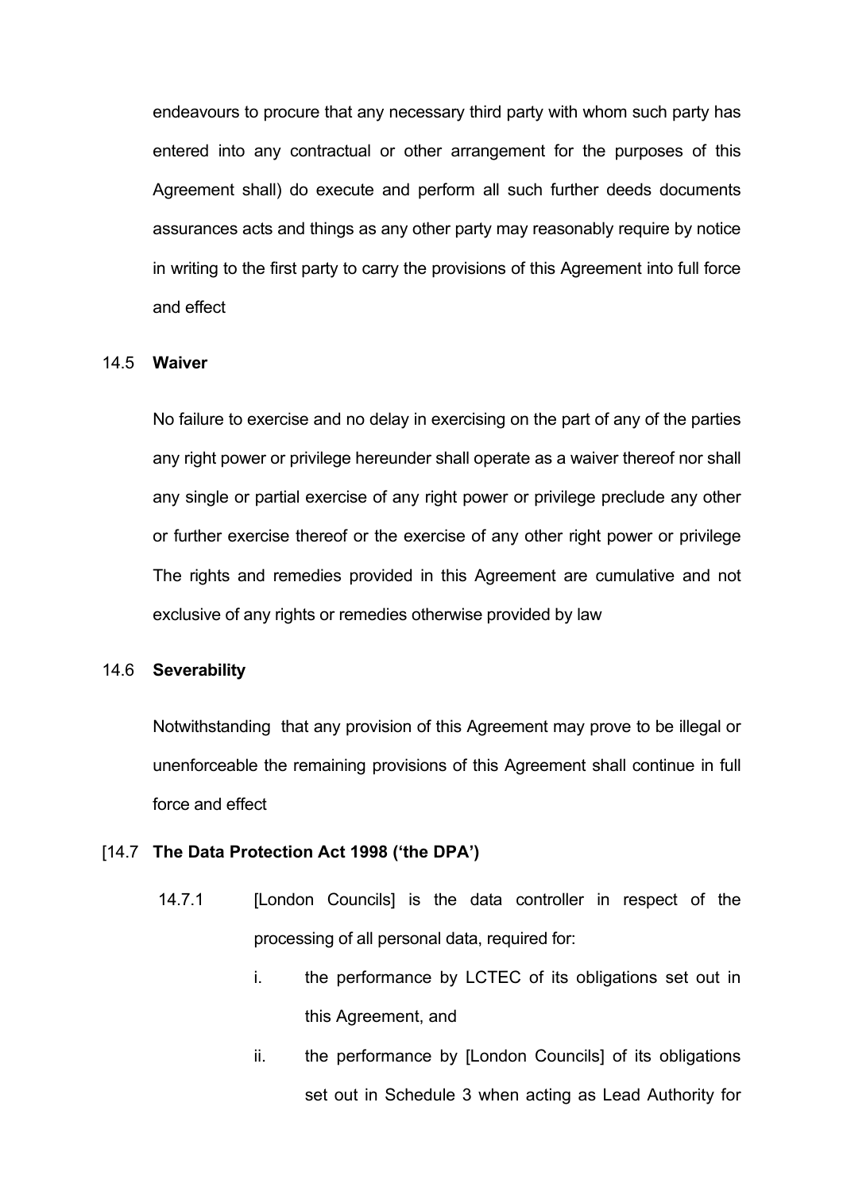endeavours to procure that any necessary third party with whom such party has entered into any contractual or other arrangement for the purposes of this Agreement shall) do execute and perform all such further deeds documents assurances acts and things as any other party may reasonably require by notice in writing to the first party to carry the provisions of this Agreement into full force and effect

14.5 **Waiver**

No failure to exercise and no delay in exercising on the part of any of the parties any right power or privilege hereunder shall operate as a waiver thereof nor shall any single or partial exercise of any right power or privilege preclude any other or further exercise thereof or the exercise of any other right power or privilege The rights and remedies provided in this Agreement are cumulative and not exclusive of any rights or remedies otherwise provided by law

14.6 **Severability**

Notwithstanding that any provision of this Agreement may prove to be illegal or unenforceable the remaining provisions of this Agreement shall continue in full force and effect

[14.7 **The Data Protection Act 1998 ('the DPA')**

14.7.1 [London Councils] is the data controller in respect of the processing of all personal data, required for:

i. the performance by LCTEC of its obligations set out in this Agreement, and

ii. the performance by [London Councils] of its obligations set out in Schedule 3 when acting as Lead Authority for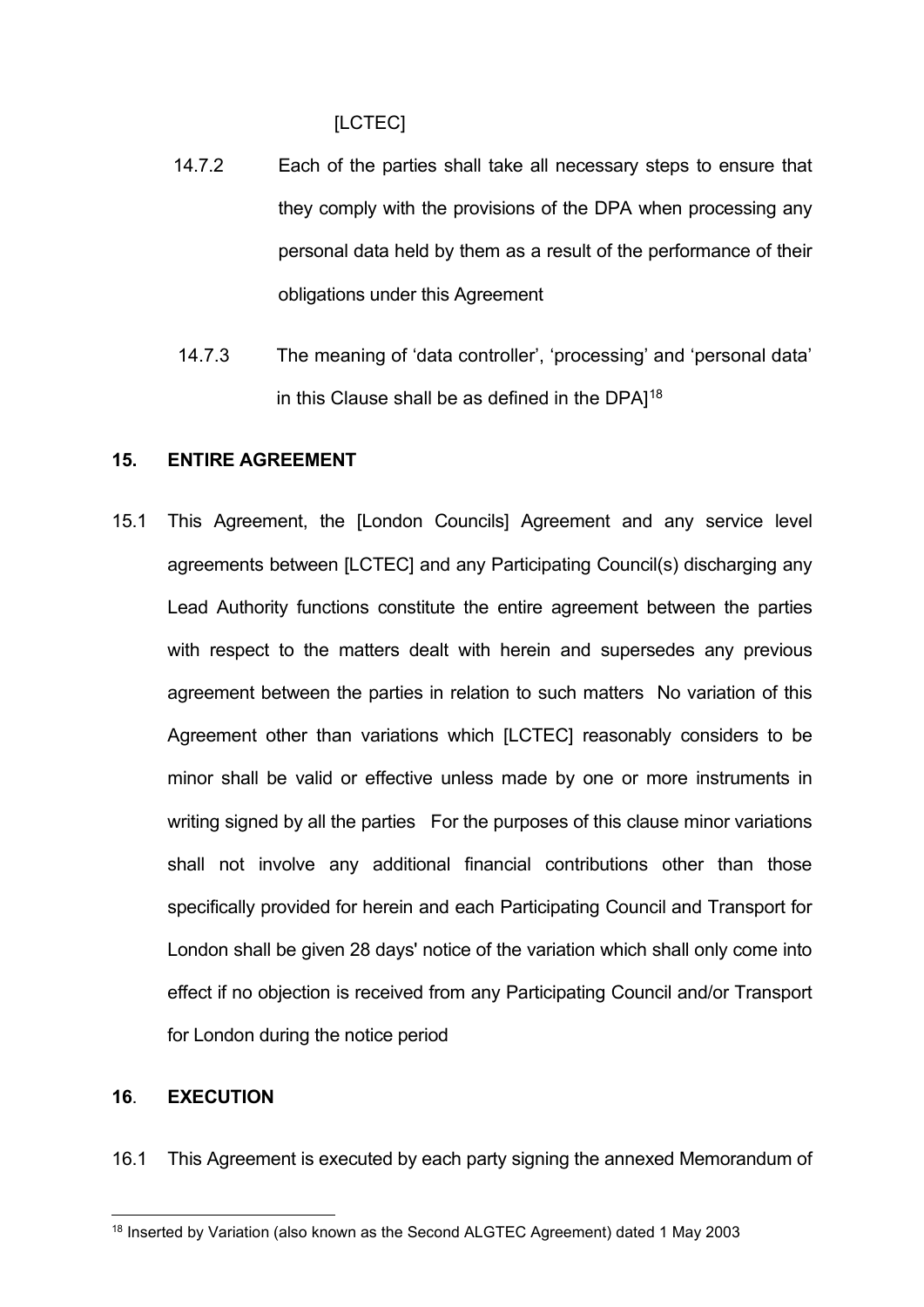[LCTEC]

14.7.2 Each of the parties shall take all necessary steps to ensure that they comply with the provisions of the DPA when processing any personal data held by them as a result of the performance of their obligations under this Agreement

14.7.3 The meaning of 'data controller', 'processing' and 'personal data' in this Clause shall be as defined in the DPA][18]

## 15. ENTIRE AGREEMENT

15.1 This Agreement, the [London Councils] Agreement and any service level agreements between [LCTEC] and any Participating Council(s) discharging any Lead Authority functions constitute the entire agreement between the parties with respect to the matters dealt with herein and supersedes any previous agreement between the parties in relation to such matters No variation of this Agreement other than variations which [LCTEC] reasonably considers to be minor shall be valid or effective unless made by one or more instruments in writing signed by all the parties For the purposes of this clause minor variations shall not involve any additional financial contributions other than those specifically provided for herein and each Participating Council and Transport for London shall be given 28 days' notice of the variation which shall only come into effect if no objection is received from any Participating Council and/or Transport for London during the notice period

## 16. EXECUTION

16.1 This Agreement is executed by each party signing the annexed Memorandum of

---

[18] Inserted by Variation (also known as the Second ALGTEC Agreement) dated 1 May 2003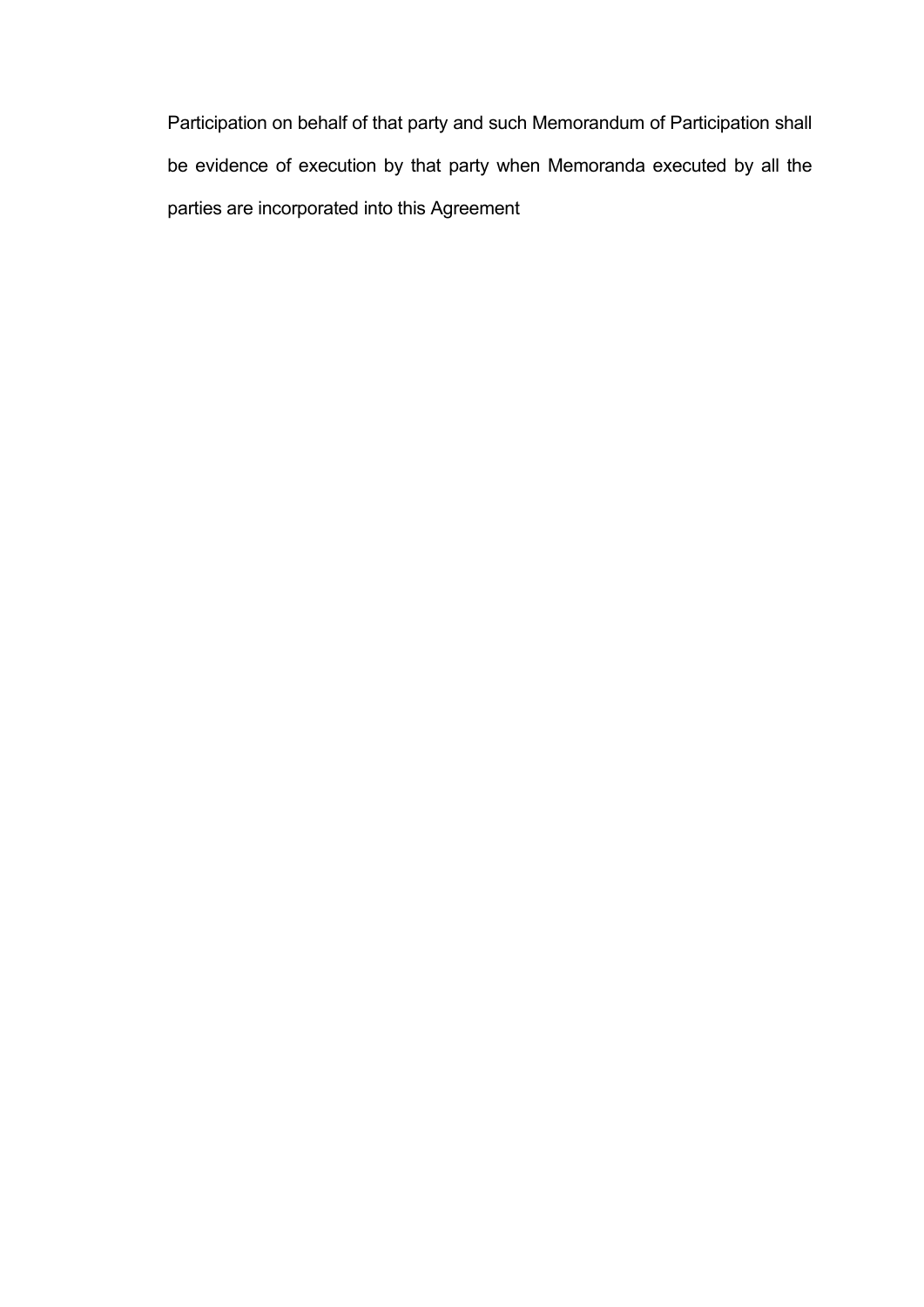Participation on behalf of that party and such Memorandum of Participation shall be evidence of execution by that party when Memoranda executed by all the parties are incorporated into this Agreement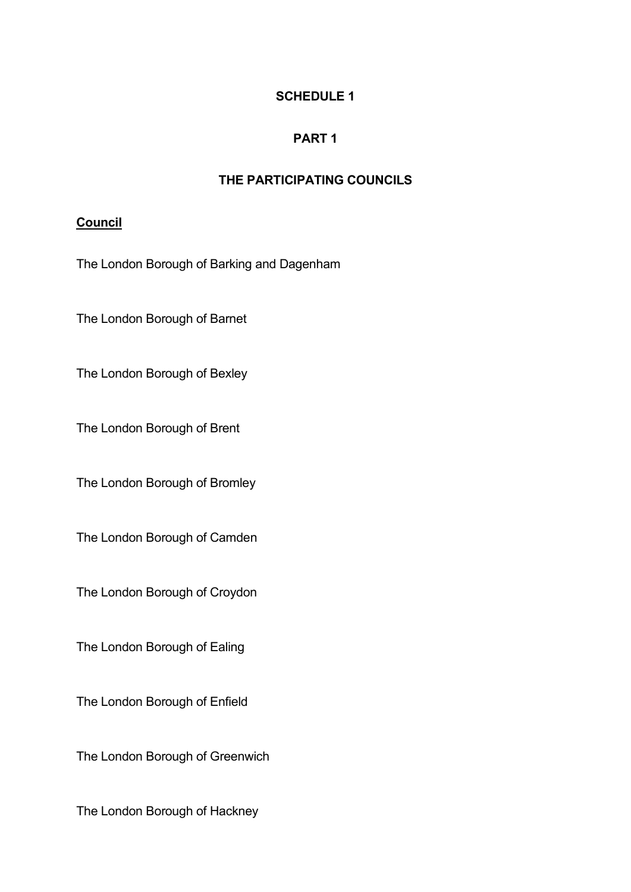## SCHEDULE 1

## PART 1

## THE PARTICIPATING COUNCILS

**Council**

The London Borough of Barking and Dagenham

The London Borough of Barnet

The London Borough of Bexley

The London Borough of Brent

The London Borough of Bromley

The London Borough of Camden

The London Borough of Croydon

The London Borough of Ealing

The London Borough of Enfield

The London Borough of Greenwich

The London Borough of Hackney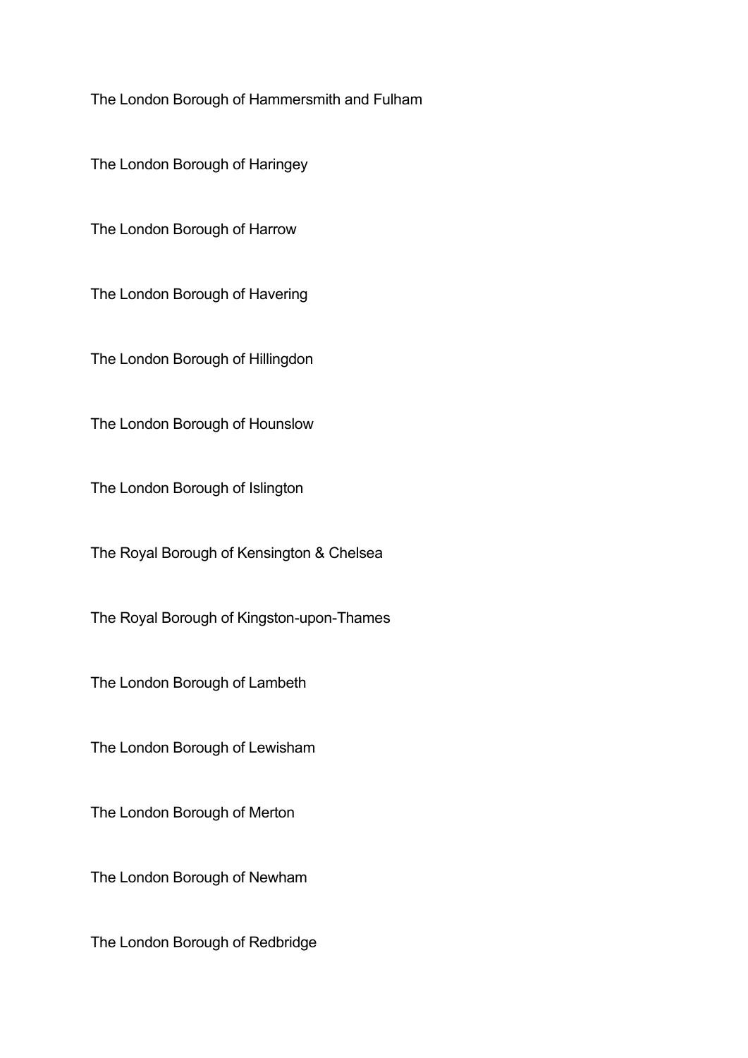The London Borough of Hammersmith and Fulham

The London Borough of Haringey

The London Borough of Harrow

The London Borough of Havering

The London Borough of Hillingdon

The London Borough of Hounslow

The London Borough of Islington

The Royal Borough of Kensington & Chelsea

The Royal Borough of Kingston-upon-Thames

The London Borough of Lambeth

The London Borough of Lewisham

The London Borough of Merton

The London Borough of Newham

The London Borough of Redbridge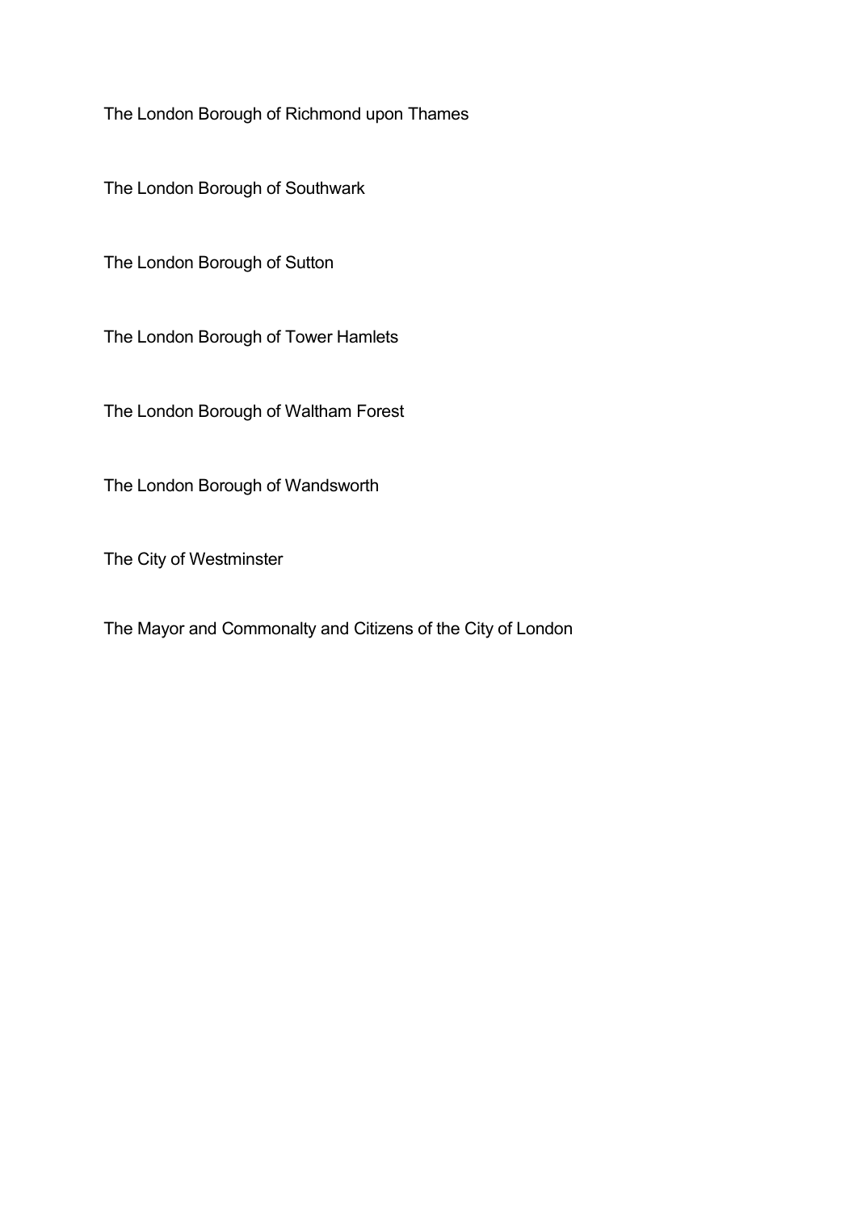The London Borough of Richmond upon Thames

The London Borough of Southwark

The London Borough of Sutton

The London Borough of Tower Hamlets

The London Borough of Waltham Forest

The London Borough of Wandsworth

The City of Westminster

The Mayor and Commonalty and Citizens of the City of London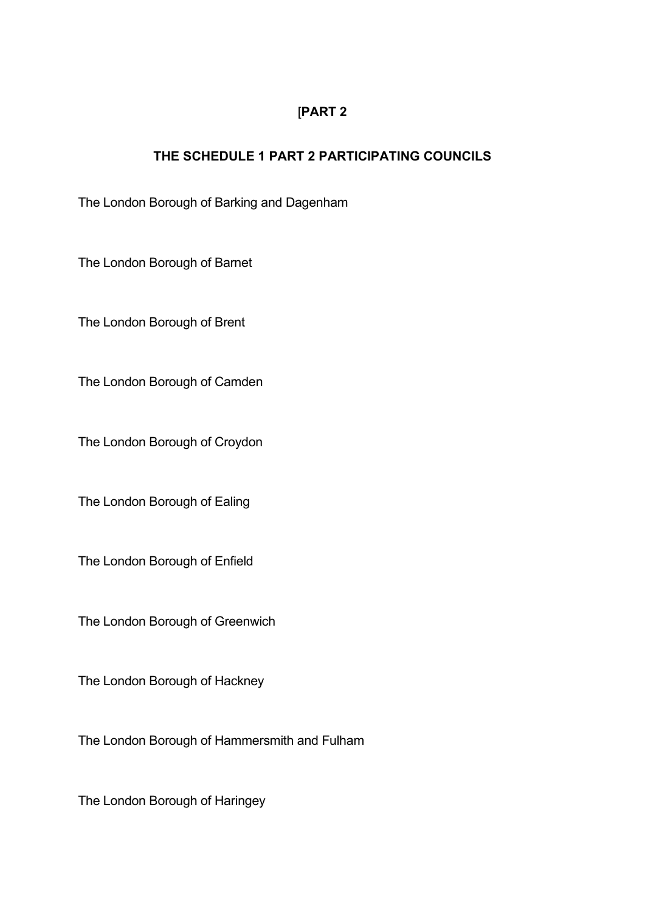## [PART 2

## THE SCHEDULE 1 PART 2 PARTICIPATING COUNCILS

The London Borough of Barking and Dagenham

The London Borough of Barnet

The London Borough of Brent

The London Borough of Camden

The London Borough of Croydon

The London Borough of Ealing

The London Borough of Enfield

The London Borough of Greenwich

The London Borough of Hackney

The London Borough of Hammersmith and Fulham

The London Borough of Haringey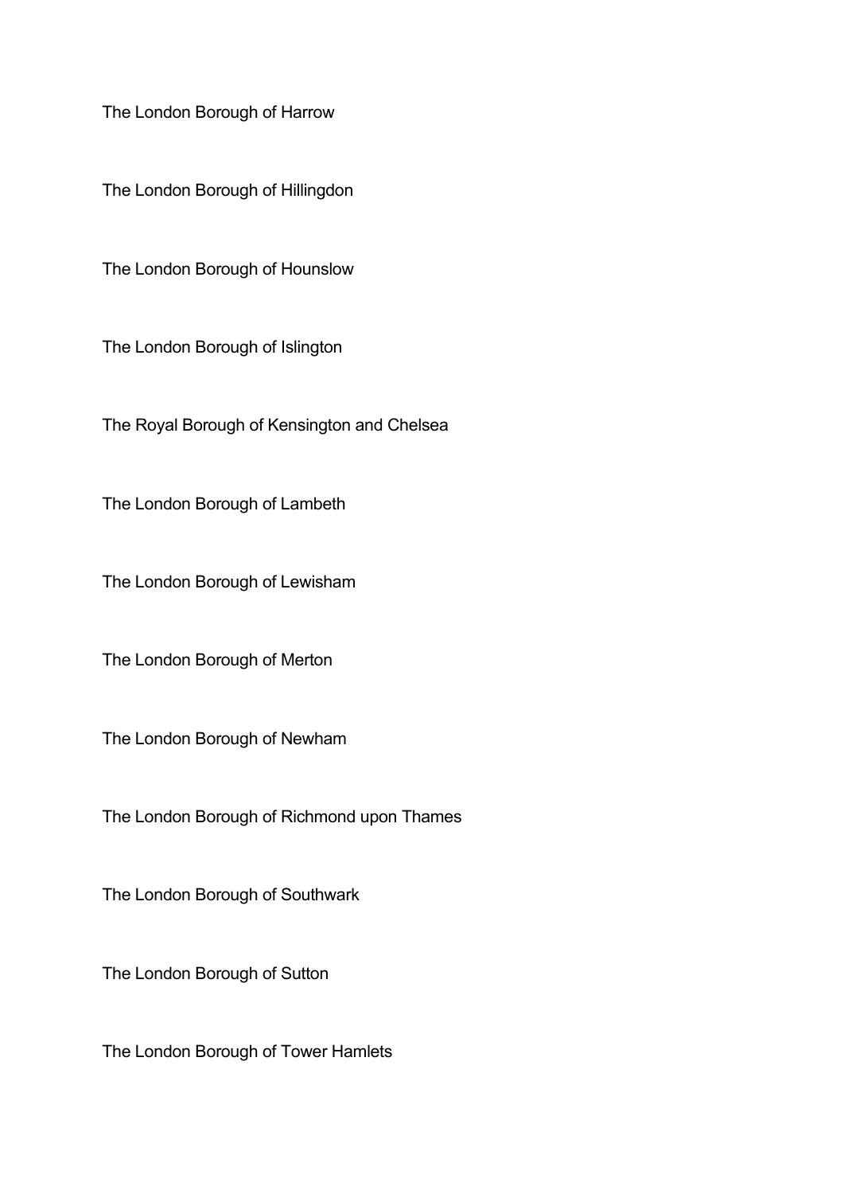The London Borough of Harrow

The London Borough of Hillingdon

The London Borough of Hounslow

The London Borough of Islington

The Royal Borough of Kensington and Chelsea

The London Borough of Lambeth

The London Borough of Lewisham

The London Borough of Merton

The London Borough of Newham

The London Borough of Richmond upon Thames

The London Borough of Southwark

The London Borough of Sutton

The London Borough of Tower Hamlets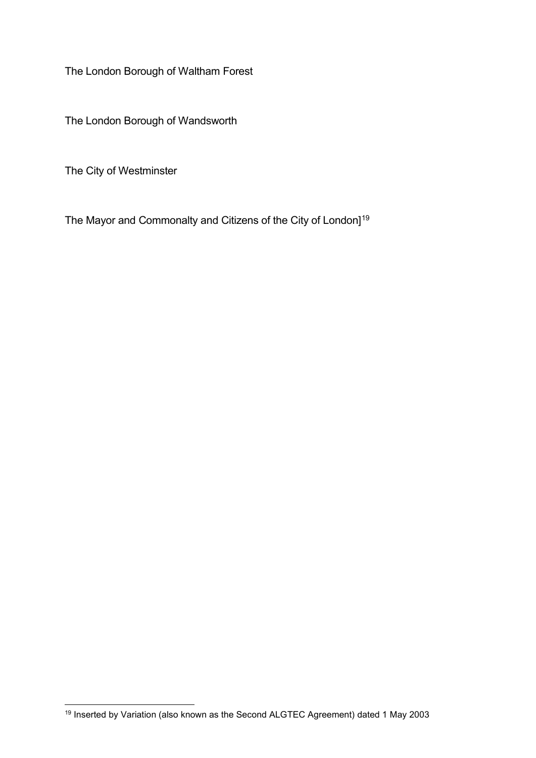The London Borough of Waltham Forest

The London Borough of Wandsworth

The City of Westminster

The Mayor and Commonalty and Citizens of the City of London][19]

[19] Inserted by Variation (also known as the Second ALGTEC Agreement) dated 1 May 2003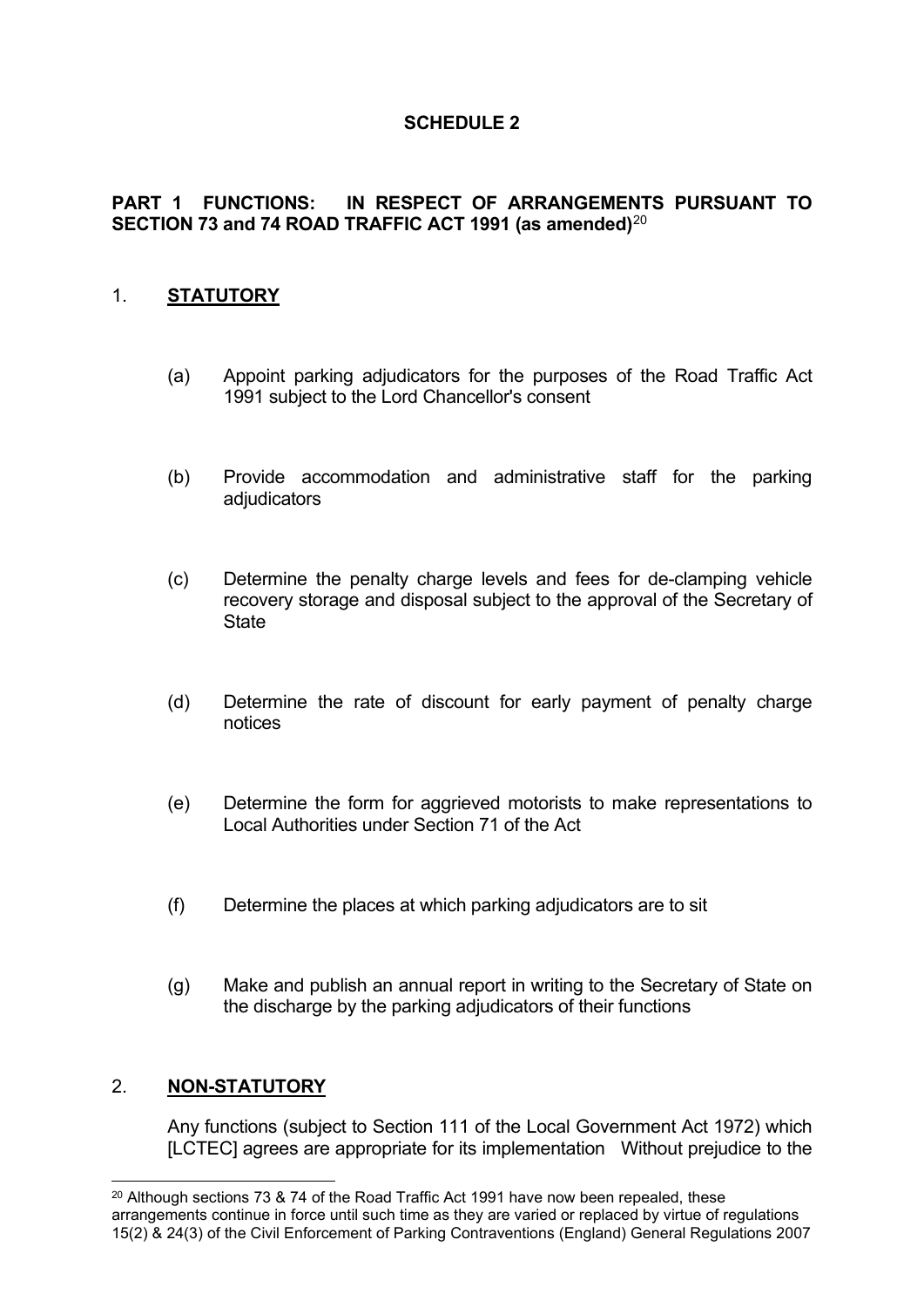# SCHEDULE 2

## PART 1 FUNCTIONS: IN RESPECT OF ARRANGEMENTS PURSUANT TO SECTION 73 and 74 ROAD TRAFFIC ACT 1991 (as amended)[20]

### 1. STATUTORY

(a) Appoint parking adjudicators for the purposes of the Road Traffic Act 1991 subject to the Lord Chancellor's consent

(b) Provide accommodation and administrative staff for the parking adjudicators

(c) Determine the penalty charge levels and fees for de-clamping vehicle recovery storage and disposal subject to the approval of the Secretary of State

(d) Determine the rate of discount for early payment of penalty charge notices

(e) Determine the form for aggrieved motorists to make representations to Local Authorities under Section 71 of the Act

(f) Determine the places at which parking adjudicators are to sit

(g) Make and publish an annual report in writing to the Secretary of State on the discharge by the parking adjudicators of their functions

### 2. NON-STATUTORY

Any functions (subject to Section 111 of the Local Government Act 1972) which [LCTEC] agrees are appropriate for its implementation Without prejudice to the

---

[20] Although sections 73 & 74 of the Road Traffic Act 1991 have now been repealed, these arrangements continue in force until such time as they are varied or replaced by virtue of regulations 15(2) & 24(3) of the Civil Enforcement of Parking Contraventions (England) General Regulations 2007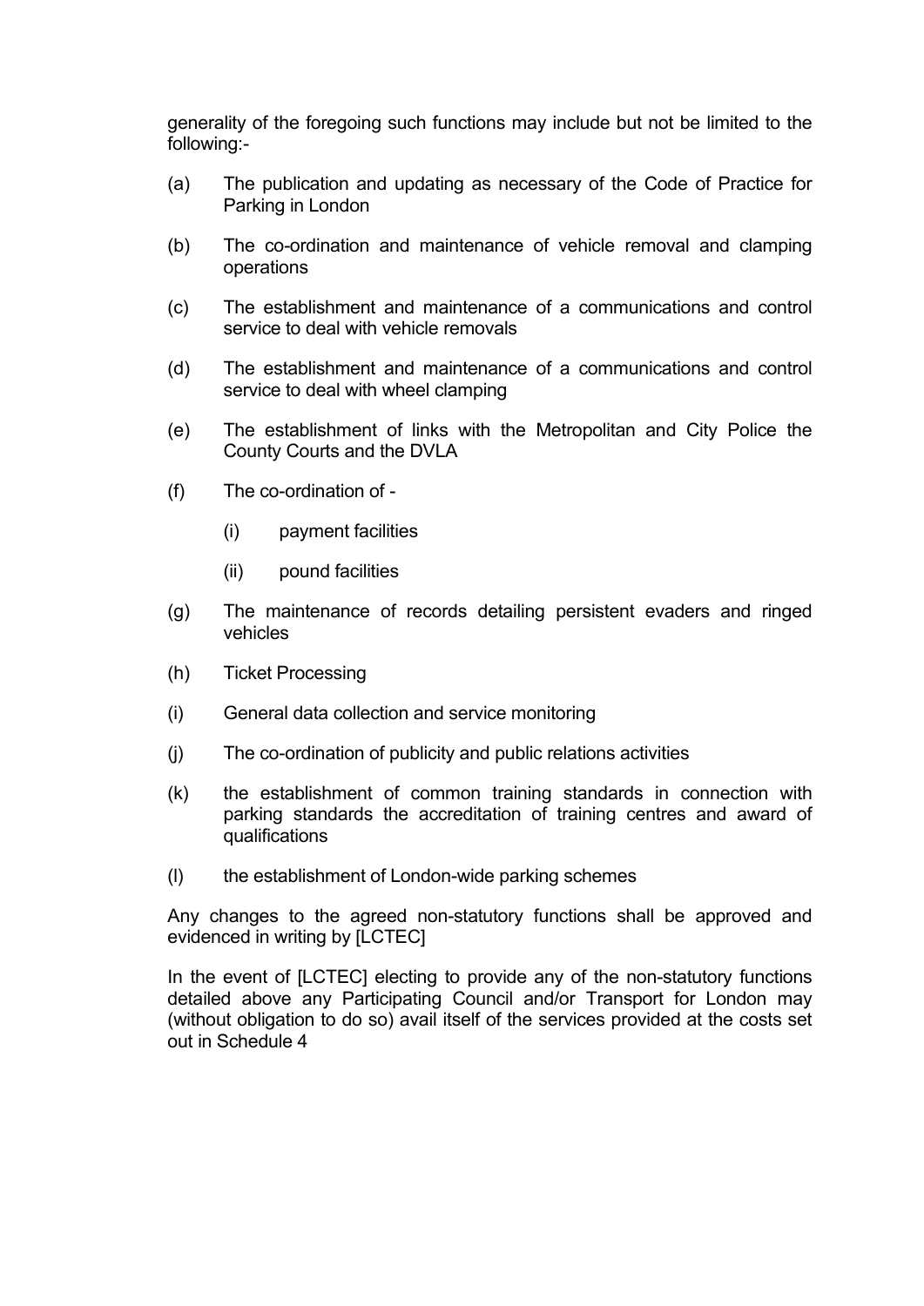generality of the foregoing such functions may include but not be limited to the following:-

(a) The publication and updating as necessary of the Code of Practice for Parking in London

(b) The co-ordination and maintenance of vehicle removal and clamping operations

(c) The establishment and maintenance of a communications and control service to deal with vehicle removals

(d) The establishment and maintenance of a communications and control service to deal with wheel clamping

(e) The establishment of links with the Metropolitan and City Police the County Courts and the DVLA

(f) The co-ordination of -

  (i) payment facilities

  (ii) pound facilities

(g) The maintenance of records detailing persistent evaders and ringed vehicles

(h) Ticket Processing

(i) General data collection and service monitoring

(j) The co-ordination of publicity and public relations activities

(k) the establishment of common training standards in connection with parking standards the accreditation of training centres and award of qualifications

(l) the establishment of London-wide parking schemes

Any changes to the agreed non-statutory functions shall be approved and evidenced in writing by [LCTEC]

In the event of [LCTEC] electing to provide any of the non-statutory functions detailed above any Participating Council and/or Transport for London may (without obligation to do so) avail itself of the services provided at the costs set out in Schedule 4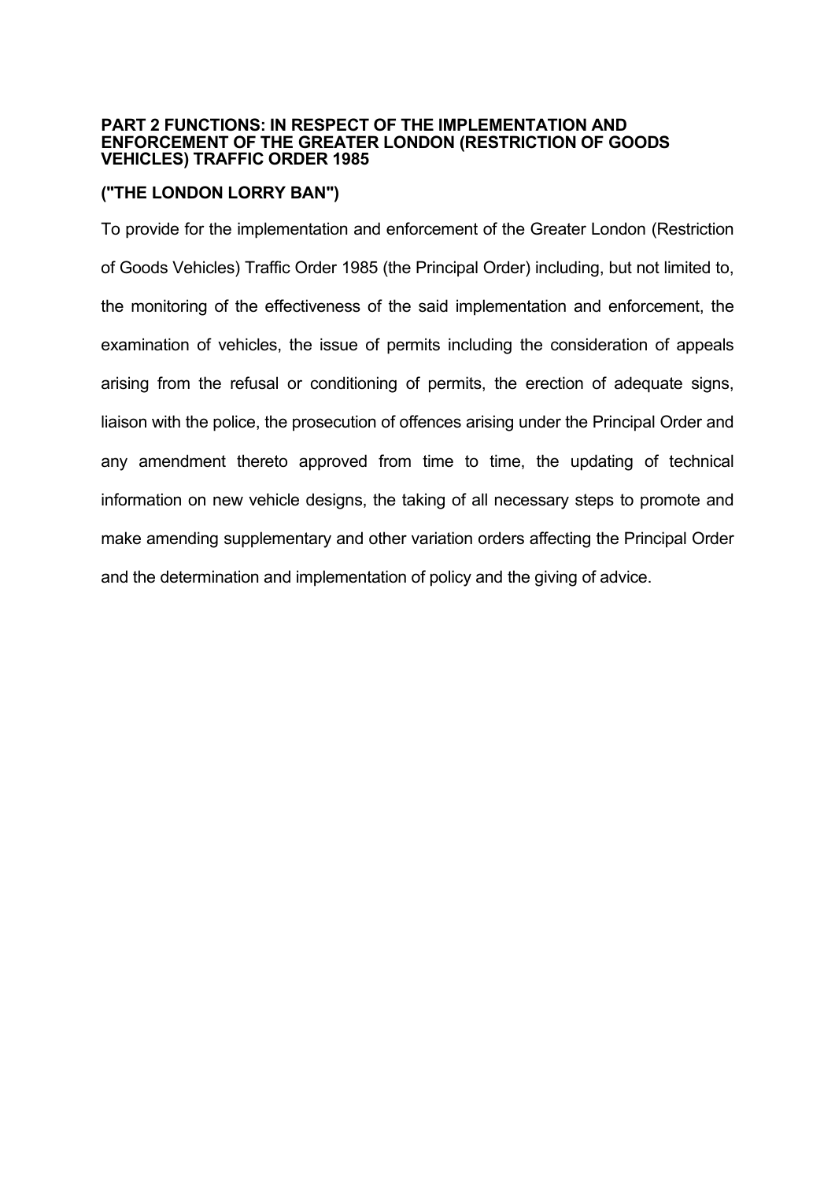## PART 2 FUNCTIONS: IN RESPECT OF THE IMPLEMENTATION AND ENFORCEMENT OF THE GREATER LONDON (RESTRICTION OF GOODS VEHICLES) TRAFFIC ORDER 1985

## ("THE LONDON LORRY BAN")

To provide for the implementation and enforcement of the Greater London (Restriction of Goods Vehicles) Traffic Order 1985 (the Principal Order) including, but not limited to, the monitoring of the effectiveness of the said implementation and enforcement, the examination of vehicles, the issue of permits including the consideration of appeals arising from the refusal or conditioning of permits, the erection of adequate signs, liaison with the police, the prosecution of offences arising under the Principal Order and any amendment thereto approved from time to time, the updating of technical information on new vehicle designs, the taking of all necessary steps to promote and make amending supplementary and other variation orders affecting the Principal Order and the determination and implementation of policy and the giving of advice.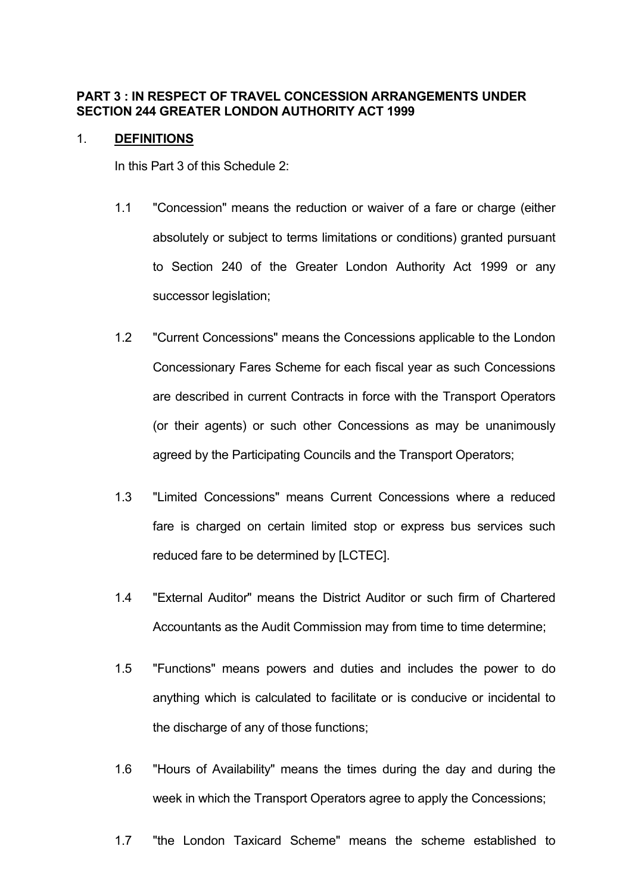**PART 3 : IN RESPECT OF TRAVEL CONCESSION ARRANGEMENTS UNDER SECTION 244 GREATER LONDON AUTHORITY ACT 1999**

1. **DEFINITIONS**

   In this Part 3 of this Schedule 2:

   1.1 "Concession" means the reduction or waiver of a fare or charge (either absolutely or subject to terms limitations or conditions) granted pursuant to Section 240 of the Greater London Authority Act 1999 or any successor legislation;

   1.2 "Current Concessions" means the Concessions applicable to the London Concessionary Fares Scheme for each fiscal year as such Concessions are described in current Contracts in force with the Transport Operators (or their agents) or such other Concessions as may be unanimously agreed by the Participating Councils and the Transport Operators;

   1.3 "Limited Concessions" means Current Concessions where a reduced fare is charged on certain limited stop or express bus services such reduced fare to be determined by [LCTEC].

   1.4 "External Auditor" means the District Auditor or such firm of Chartered Accountants as the Audit Commission may from time to time determine;

   1.5 "Functions" means powers and duties and includes the power to do anything which is calculated to facilitate or is conducive or incidental to the discharge of any of those functions;

   1.6 "Hours of Availability" means the times during the day and during the week in which the Transport Operators agree to apply the Concessions;

   1.7 "the London Taxicard Scheme" means the scheme established to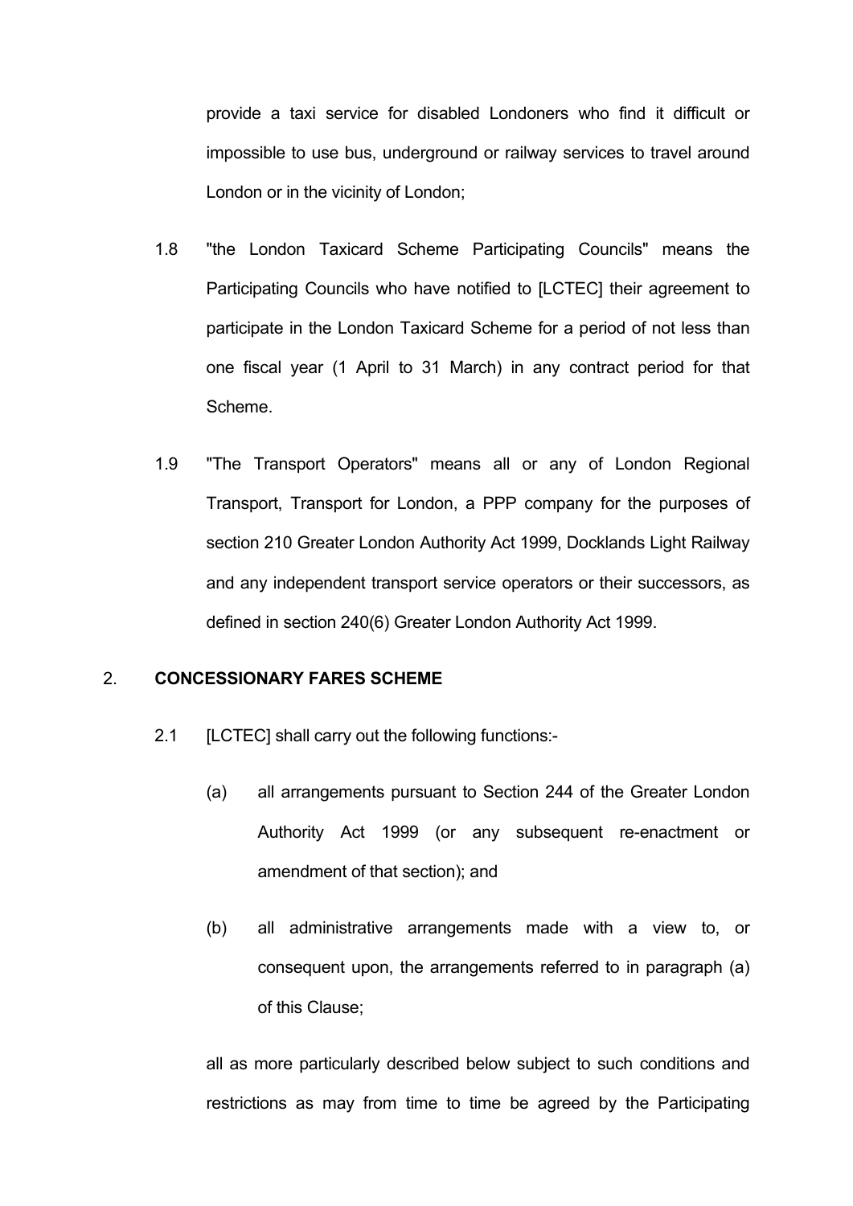provide a taxi service for disabled Londoners who find it difficult or impossible to use bus, underground or railway services to travel around London or in the vicinity of London;

1.8 "the London Taxicard Scheme Participating Councils" means the Participating Councils who have notified to [LCTEC] their agreement to participate in the London Taxicard Scheme for a period of not less than one fiscal year (1 April to 31 March) in any contract period for that Scheme.

1.9 "The Transport Operators" means all or any of London Regional Transport, Transport for London, a PPP company for the purposes of section 210 Greater London Authority Act 1999, Docklands Light Railway and any independent transport service operators or their successors, as defined in section 240(6) Greater London Authority Act 1999.

## 2. CONCESSIONARY FARES SCHEME

2.1 [LCTEC] shall carry out the following functions:-

(a) all arrangements pursuant to Section 244 of the Greater London Authority Act 1999 (or any subsequent re-enactment or amendment of that section); and

(b) all administrative arrangements made with a view to, or consequent upon, the arrangements referred to in paragraph (a) of this Clause;

all as more particularly described below subject to such conditions and restrictions as may from time to time be agreed by the Participating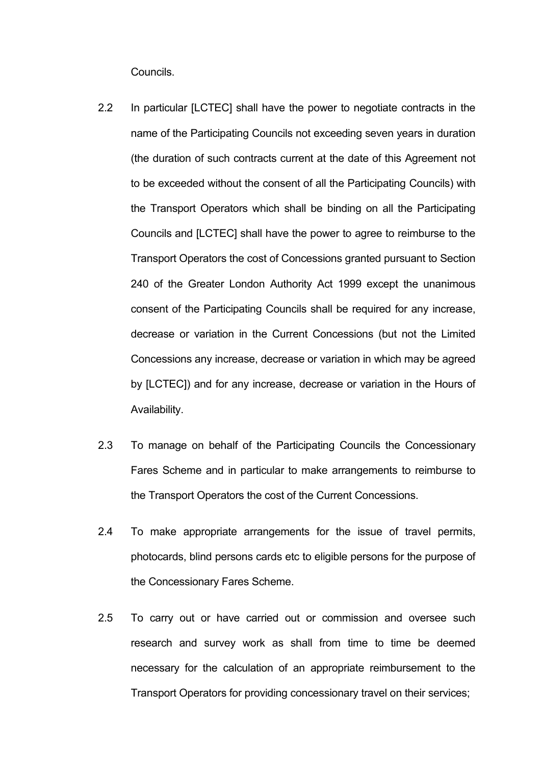Councils.

2.2 In particular [LCTEC] shall have the power to negotiate contracts in the name of the Participating Councils not exceeding seven years in duration (the duration of such contracts current at the date of this Agreement not to be exceeded without the consent of all the Participating Councils) with the Transport Operators which shall be binding on all the Participating Councils and [LCTEC] shall have the power to agree to reimburse to the Transport Operators the cost of Concessions granted pursuant to Section 240 of the Greater London Authority Act 1999 except the unanimous consent of the Participating Councils shall be required for any increase, decrease or variation in the Current Concessions (but not the Limited Concessions any increase, decrease or variation in which may be agreed by [LCTEC]) and for any increase, decrease or variation in the Hours of Availability.

2.3 To manage on behalf of the Participating Councils the Concessionary Fares Scheme and in particular to make arrangements to reimburse to the Transport Operators the cost of the Current Concessions.

2.4 To make appropriate arrangements for the issue of travel permits, photocards, blind persons cards etc to eligible persons for the purpose of the Concessionary Fares Scheme.

2.5 To carry out or have carried out or commission and oversee such research and survey work as shall from time to time be deemed necessary for the calculation of an appropriate reimbursement to the Transport Operators for providing concessionary travel on their services;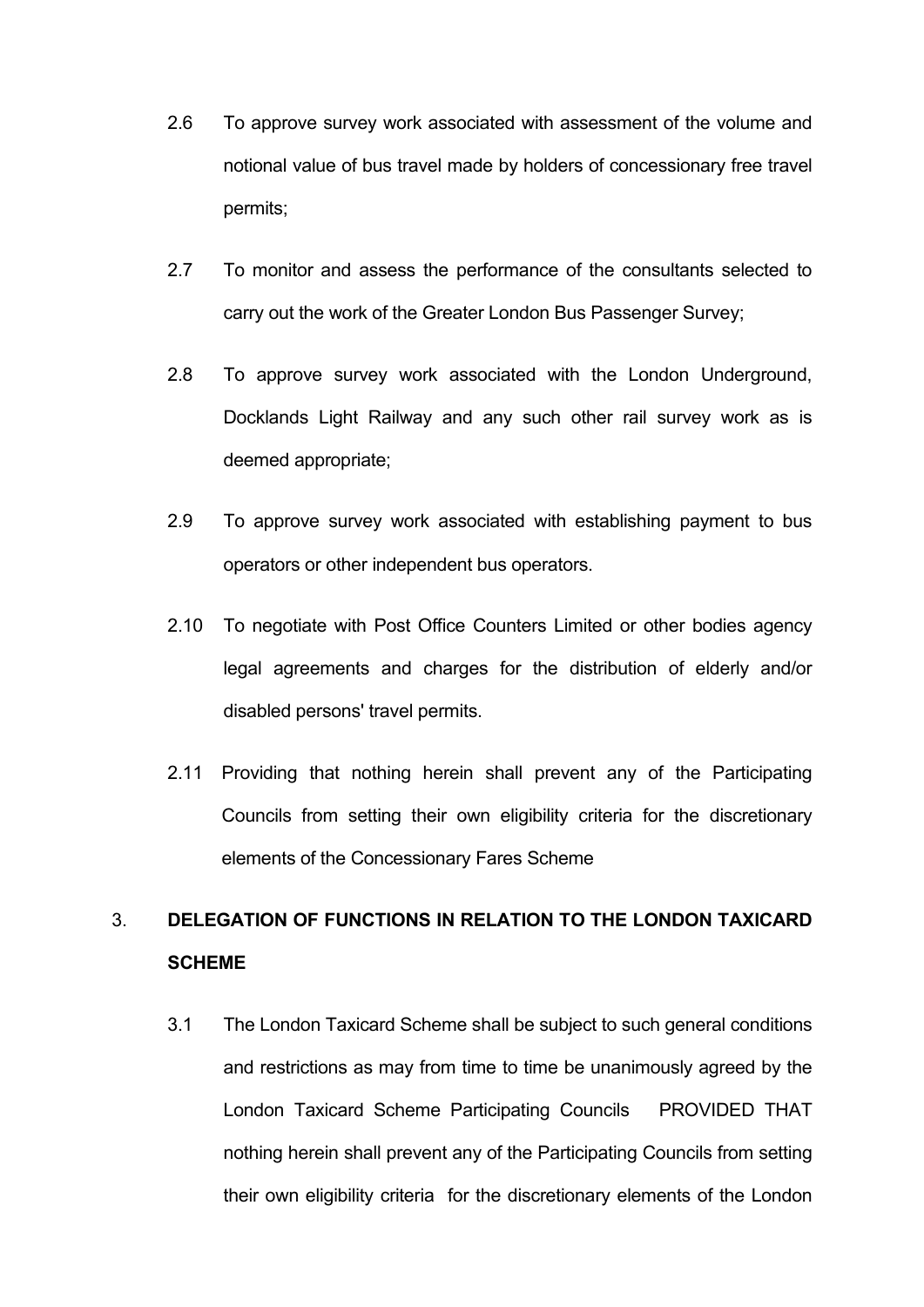2.6 To approve survey work associated with assessment of the volume and notional value of bus travel made by holders of concessionary free travel permits;

2.7 To monitor and assess the performance of the consultants selected to carry out the work of the Greater London Bus Passenger Survey;

2.8 To approve survey work associated with the London Underground, Docklands Light Railway and any such other rail survey work as is deemed appropriate;

2.9 To approve survey work associated with establishing payment to bus operators or other independent bus operators.

2.10 To negotiate with Post Office Counters Limited or other bodies agency legal agreements and charges for the distribution of elderly and/or disabled persons' travel permits.

2.11 Providing that nothing herein shall prevent any of the Participating Councils from setting their own eligibility criteria for the discretionary elements of the Concessionary Fares Scheme

## 3. DELEGATION OF FUNCTIONS IN RELATION TO THE LONDON TAXICARD SCHEME

3.1 The London Taxicard Scheme shall be subject to such general conditions and restrictions as may from time to time be unanimously agreed by the London Taxicard Scheme Participating Councils PROVIDED THAT nothing herein shall prevent any of the Participating Councils from setting their own eligibility criteria for the discretionary elements of the London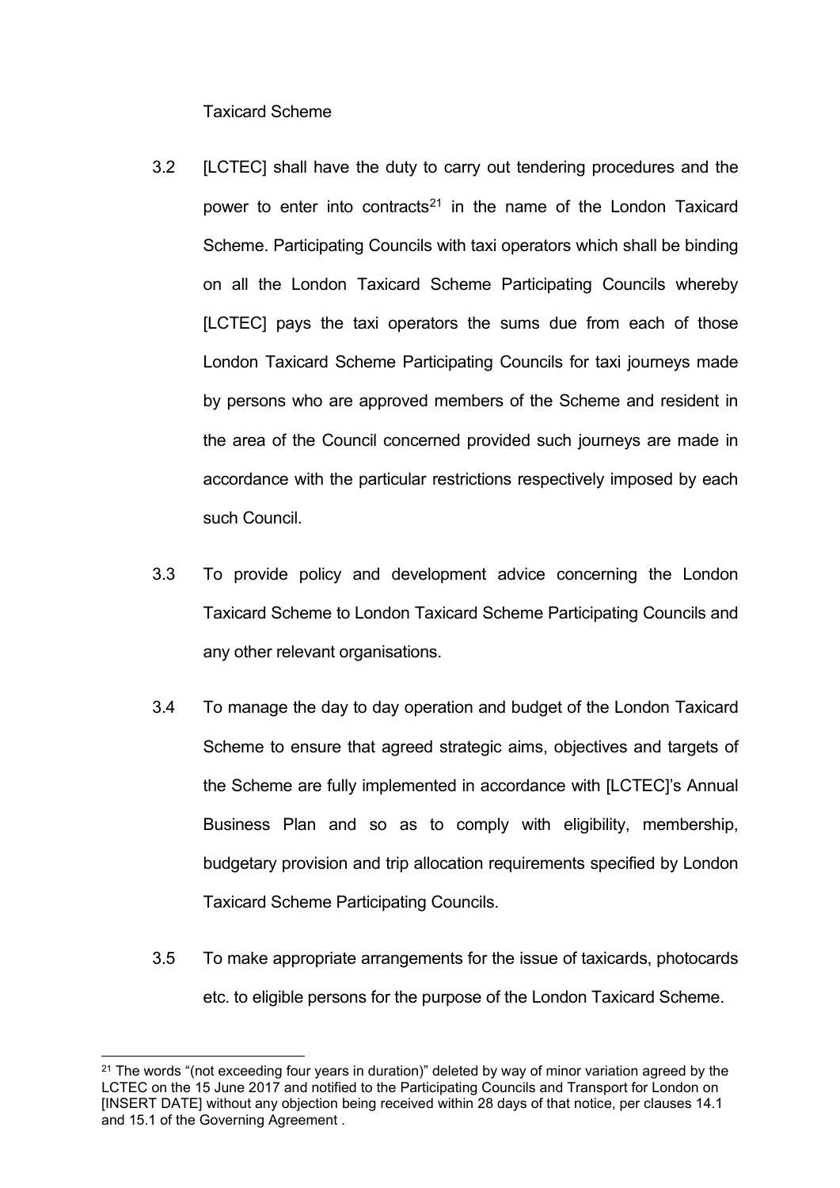Taxicard Scheme

3.2 [LCTEC] shall have the duty to carry out tendering procedures and the power to enter into contracts[21] in the name of the London Taxicard Scheme. Participating Councils with taxi operators which shall be binding on all the London Taxicard Scheme Participating Councils whereby [LCTEC] pays the taxi operators the sums due from each of those London Taxicard Scheme Participating Councils for taxi journeys made by persons who are approved members of the Scheme and resident in the area of the Council concerned provided such journeys are made in accordance with the particular restrictions respectively imposed by each such Council.

3.3 To provide policy and development advice concerning the London Taxicard Scheme to London Taxicard Scheme Participating Councils and any other relevant organisations.

3.4 To manage the day to day operation and budget of the London Taxicard Scheme to ensure that agreed strategic aims, objectives and targets of the Scheme are fully implemented in accordance with [LCTEC]'s Annual Business Plan and so as to comply with eligibility, membership, budgetary provision and trip allocation requirements specified by London Taxicard Scheme Participating Councils.

3.5 To make appropriate arrangements for the issue of taxicards, photocards etc. to eligible persons for the purpose of the London Taxicard Scheme.

---

[21] The words "(not exceeding four years in duration)" deleted by way of minor variation agreed by the LCTEC on the 15 June 2017 and notified to the Participating Councils and Transport for London on [INSERT DATE] without any objection being received within 28 days of that notice, per clauses 14.1 and 15.1 of the Governing Agreement .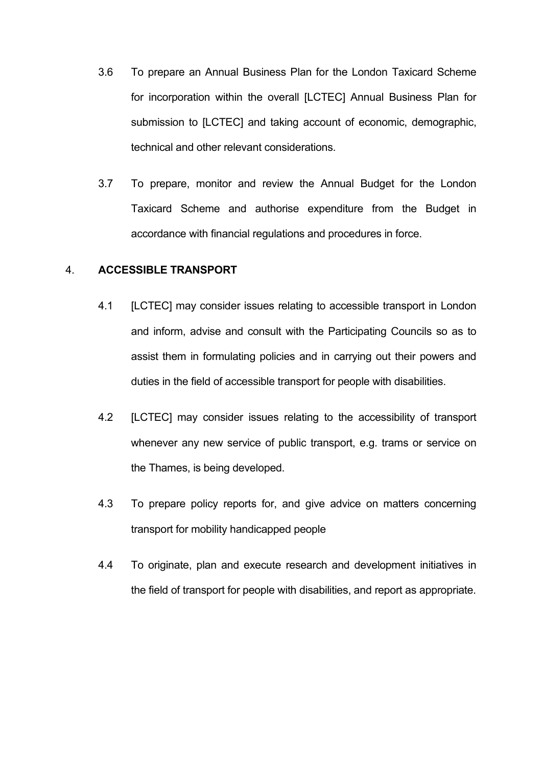3.6 To prepare an Annual Business Plan for the London Taxicard Scheme for incorporation within the overall [LCTEC] Annual Business Plan for submission to [LCTEC] and taking account of economic, demographic, technical and other relevant considerations.

3.7 To prepare, monitor and review the Annual Budget for the London Taxicard Scheme and authorise expenditure from the Budget in accordance with financial regulations and procedures in force.

4. **ACCESSIBLE TRANSPORT**

4.1 [LCTEC] may consider issues relating to accessible transport in London and inform, advise and consult with the Participating Councils so as to assist them in formulating policies and in carrying out their powers and duties in the field of accessible transport for people with disabilities.

4.2 [LCTEC] may consider issues relating to the accessibility of transport whenever any new service of public transport, e.g. trams or service on the Thames, is being developed.

4.3 To prepare policy reports for, and give advice on matters concerning transport for mobility handicapped people

4.4 To originate, plan and execute research and development initiatives in the field of transport for people with disabilities, and report as appropriate.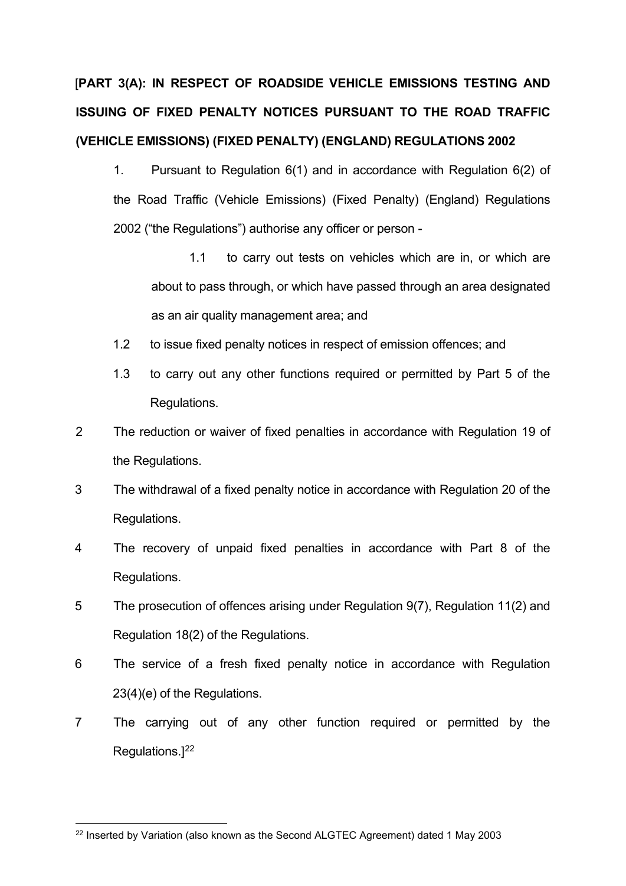[**PART 3(A): IN RESPECT OF ROADSIDE VEHICLE EMISSIONS TESTING AND ISSUING OF FIXED PENALTY NOTICES PURSUANT TO THE ROAD TRAFFIC (VEHICLE EMISSIONS) (FIXED PENALTY) (ENGLAND) REGULATIONS 2002**

1. Pursuant to Regulation 6(1) and in accordance with Regulation 6(2) of the Road Traffic (Vehicle Emissions) (Fixed Penalty) (England) Regulations 2002 ("the Regulations") authorise any officer or person -

   1.1 to carry out tests on vehicles which are in, or which are about to pass through, or which have passed through an area designated as an air quality management area; and

   1.2 to issue fixed penalty notices in respect of emission offences; and

   1.3 to carry out any other functions required or permitted by Part 5 of the Regulations.

2 The reduction or waiver of fixed penalties in accordance with Regulation 19 of the Regulations.

3 The withdrawal of a fixed penalty notice in accordance with Regulation 20 of the Regulations.

4 The recovery of unpaid fixed penalties in accordance with Part 8 of the Regulations.

5 The prosecution of offences arising under Regulation 9(7), Regulation 11(2) and Regulation 18(2) of the Regulations.

6 The service of a fresh fixed penalty notice in accordance with Regulation 23(4)(e) of the Regulations.

7 The carrying out of any other function required or permitted by the Regulations.][22]

---

[22] Inserted by Variation (also known as the Second ALGTEC Agreement) dated 1 May 2003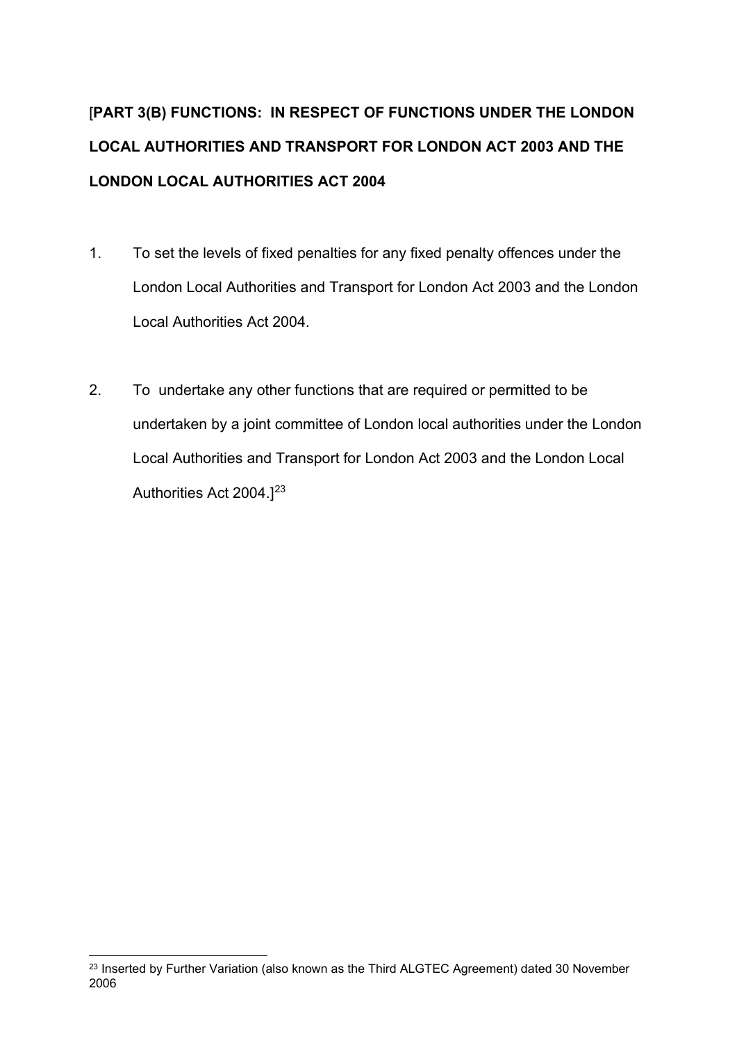**[PART 3(B) FUNCTIONS: IN RESPECT OF FUNCTIONS UNDER THE LONDON LOCAL AUTHORITIES AND TRANSPORT FOR LONDON ACT 2003 AND THE LONDON LOCAL AUTHORITIES ACT 2004**

1. To set the levels of fixed penalties for any fixed penalty offences under the London Local Authorities and Transport for London Act 2003 and the London Local Authorities Act 2004.

2. To undertake any other functions that are required or permitted to be undertaken by a joint committee of London local authorities under the London Local Authorities and Transport for London Act 2003 and the London Local Authorities Act 2004.][23]

[23] Inserted by Further Variation (also known as the Third ALGTEC Agreement) dated 30 November 2006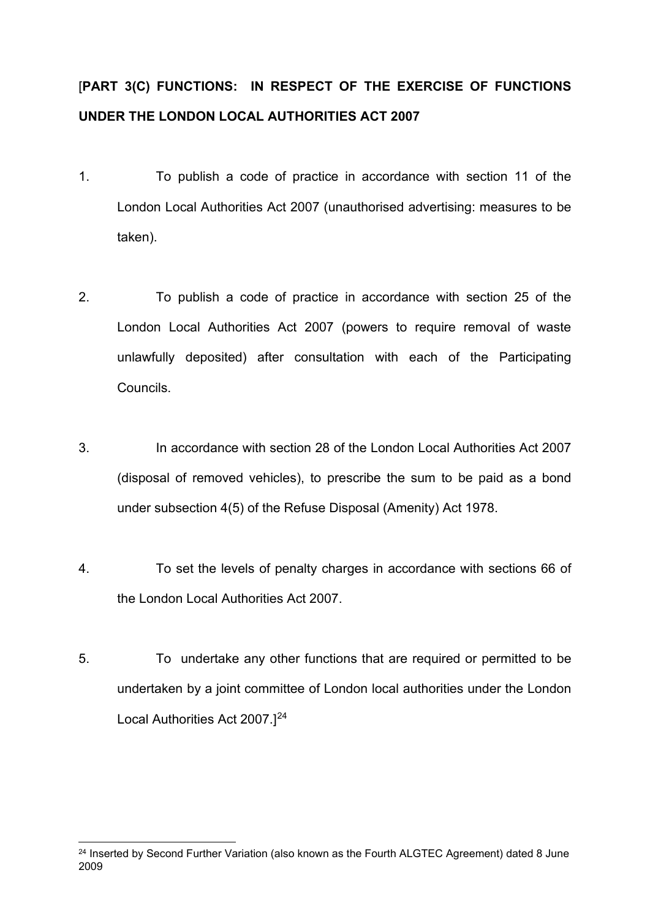[**PART 3(C) FUNCTIONS: IN RESPECT OF THE EXERCISE OF FUNCTIONS UNDER THE LONDON LOCAL AUTHORITIES ACT 2007**

1. To publish a code of practice in accordance with section 11 of the London Local Authorities Act 2007 (unauthorised advertising: measures to be taken).

2. To publish a code of practice in accordance with section 25 of the London Local Authorities Act 2007 (powers to require removal of waste unlawfully deposited) after consultation with each of the Participating Councils.

3. In accordance with section 28 of the London Local Authorities Act 2007 (disposal of removed vehicles), to prescribe the sum to be paid as a bond under subsection 4(5) of the Refuse Disposal (Amenity) Act 1978.

4. To set the levels of penalty charges in accordance with sections 66 of the London Local Authorities Act 2007.

5. To undertake any other functions that are required or permitted to be undertaken by a joint committee of London local authorities under the London Local Authorities Act 2007.][24]

---

[24] Inserted by Second Further Variation (also known as the Fourth ALGTEC Agreement) dated 8 June 2009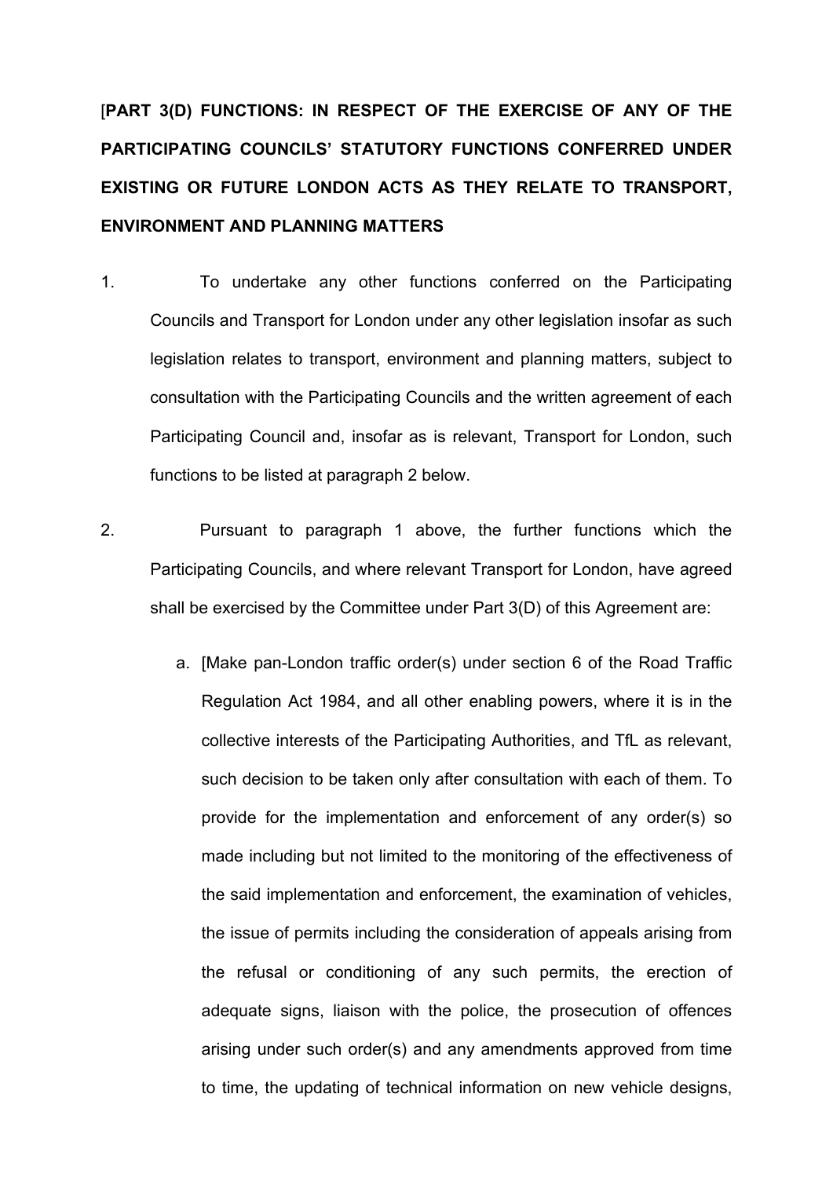**[PART 3(D) FUNCTIONS: IN RESPECT OF THE EXERCISE OF ANY OF THE PARTICIPATING COUNCILS' STATUTORY FUNCTIONS CONFERRED UNDER EXISTING OR FUTURE LONDON ACTS AS THEY RELATE TO TRANSPORT, ENVIRONMENT AND PLANNING MATTERS**

1. To undertake any other functions conferred on the Participating Councils and Transport for London under any other legislation insofar as such legislation relates to transport, environment and planning matters, subject to consultation with the Participating Councils and the written agreement of each Participating Council and, insofar as is relevant, Transport for London, such functions to be listed at paragraph 2 below.

2. Pursuant to paragraph 1 above, the further functions which the Participating Councils, and where relevant Transport for London, have agreed shall be exercised by the Committee under Part 3(D) of this Agreement are:

   a. [Make pan-London traffic order(s) under section 6 of the Road Traffic Regulation Act 1984, and all other enabling powers, where it is in the collective interests of the Participating Authorities, and TfL as relevant, such decision to be taken only after consultation with each of them. To provide for the implementation and enforcement of any order(s) so made including but not limited to the monitoring of the effectiveness of the said implementation and enforcement, the examination of vehicles, the issue of permits including the consideration of appeals arising from the refusal or conditioning of any such permits, the erection of adequate signs, liaison with the police, the prosecution of offences arising under such order(s) and any amendments approved from time to time, the updating of technical information on new vehicle designs,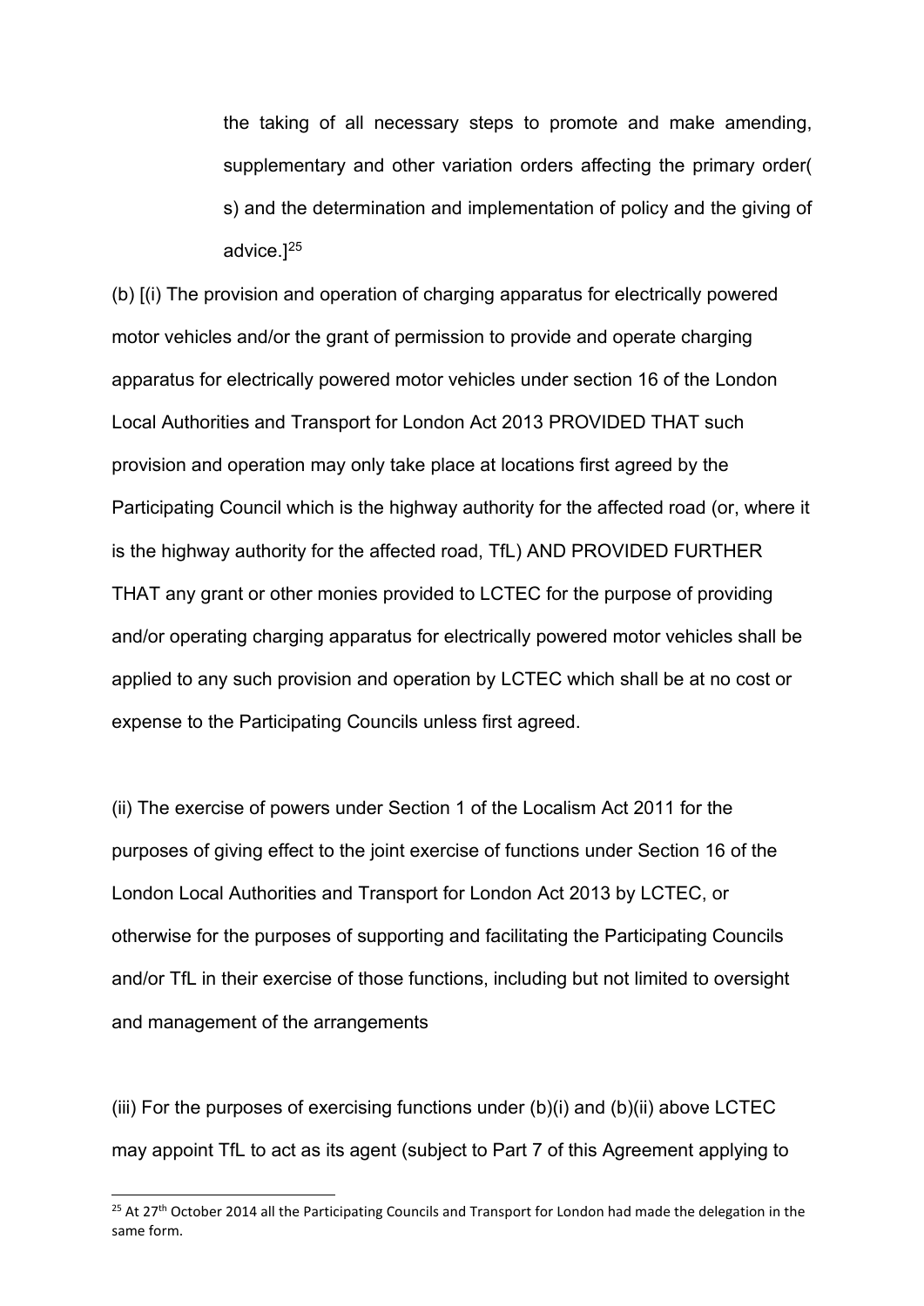the taking of all necessary steps to promote and make amending, supplementary and other variation orders affecting the primary order(s) and the determination and implementation of policy and the giving of advice.][25]

(b) [(i) The provision and operation of charging apparatus for electrically powered motor vehicles and/or the grant of permission to provide and operate charging apparatus for electrically powered motor vehicles under section 16 of the London Local Authorities and Transport for London Act 2013 PROVIDED THAT such provision and operation may only take place at locations first agreed by the Participating Council which is the highway authority for the affected road (or, where it is the highway authority for the affected road, TfL) AND PROVIDED FURTHER THAT any grant or other monies provided to LCTEC for the purpose of providing and/or operating charging apparatus for electrically powered motor vehicles shall be applied to any such provision and operation by LCTEC which shall be at no cost or expense to the Participating Councils unless first agreed.

(ii) The exercise of powers under Section 1 of the Localism Act 2011 for the purposes of giving effect to the joint exercise of functions under Section 16 of the London Local Authorities and Transport for London Act 2013 by LCTEC, or otherwise for the purposes of supporting and facilitating the Participating Councils and/or TfL in their exercise of those functions, including but not limited to oversight and management of the arrangements

(iii) For the purposes of exercising functions under (b)(i) and (b)(ii) above LCTEC may appoint TfL to act as its agent (subject to Part 7 of this Agreement applying to

---

[25] At 27th October 2014 all the Participating Councils and Transport for London had made the delegation in the same form.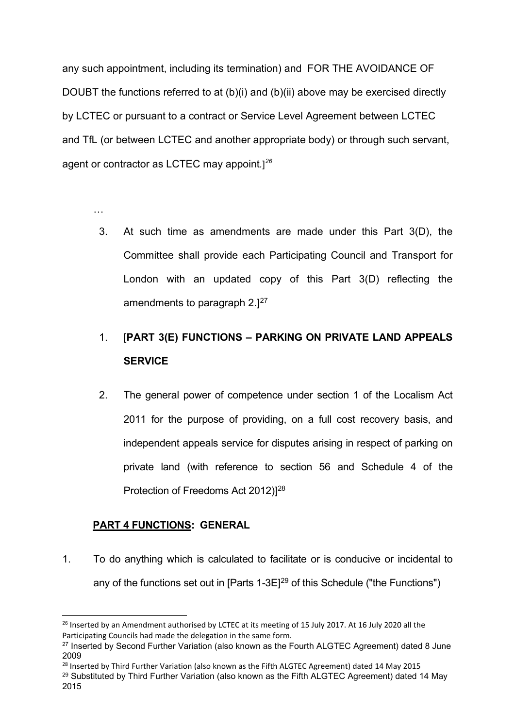any such appointment, including its termination) and FOR THE AVOIDANCE OF DOUBT the functions referred to at (b)(i) and (b)(ii) above may be exercised directly by LCTEC or pursuant to a contract or Service Level Agreement between LCTEC and TfL (or between LCTEC and another appropriate body) or through such servant, agent or contractor as LCTEC may appoint.][26]

…

3. At such time as amendments are made under this Part 3(D), the Committee shall provide each Participating Council and Transport for London with an updated copy of this Part 3(D) reflecting the amendments to paragraph 2.][27]

1. [**PART 3(E) FUNCTIONS – PARKING ON PRIVATE LAND APPEALS SERVICE**

2. The general power of competence under section 1 of the Localism Act 2011 for the purpose of providing, on a full cost recovery basis, and independent appeals service for disputes arising in respect of parking on private land (with reference to section 56 and Schedule 4 of the Protection of Freedoms Act 2012)][28]

## PART 4 FUNCTIONS: GENERAL

1. To do anything which is calculated to facilitate or is conducive or incidental to any of the functions set out in [Parts 1-3E][29] of this Schedule ("the Functions")

---

[26] Inserted by an Amendment authorised by LCTEC at its meeting of 15 July 2017. At 16 July 2020 all the Participating Councils had made the delegation in the same form.

[27] Inserted by Second Further Variation (also known as the Fourth ALGTEC Agreement) dated 8 June 2009

[28] Inserted by Third Further Variation (also known as the Fifth ALGTEC Agreement) dated 14 May 2015

[29] Substituted by Third Further Variation (also known as the Fifth ALGTEC Agreement) dated 14 May 2015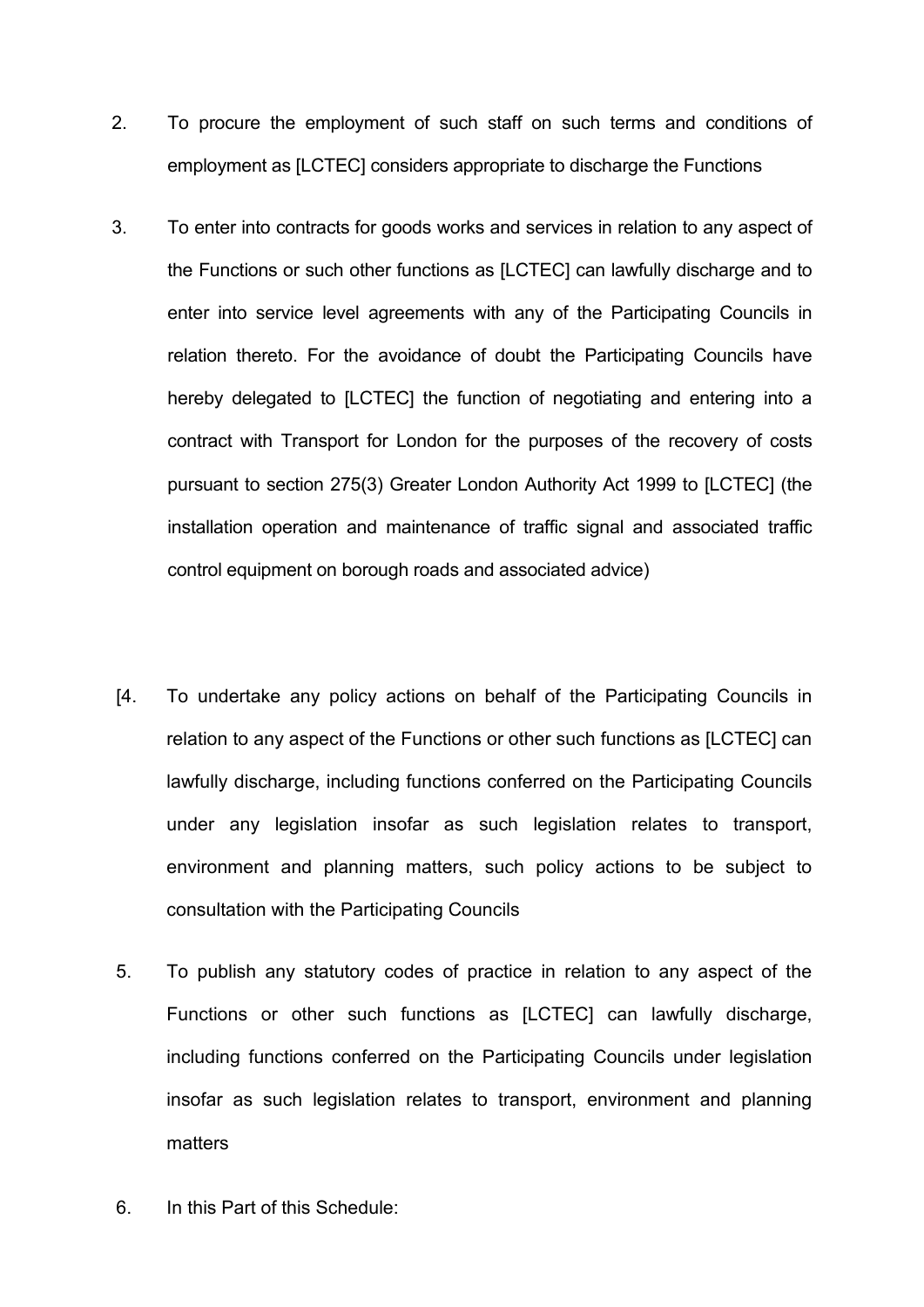2. To procure the employment of such staff on such terms and conditions of employment as [LCTEC] considers appropriate to discharge the Functions

3. To enter into contracts for goods works and services in relation to any aspect of the Functions or such other functions as [LCTEC] can lawfully discharge and to enter into service level agreements with any of the Participating Councils in relation thereto. For the avoidance of doubt the Participating Councils have hereby delegated to [LCTEC] the function of negotiating and entering into a contract with Transport for London for the purposes of the recovery of costs pursuant to section 275(3) Greater London Authority Act 1999 to [LCTEC] (the installation operation and maintenance of traffic signal and associated traffic control equipment on borough roads and associated advice)

[4. To undertake any policy actions on behalf of the Participating Councils in relation to any aspect of the Functions or other such functions as [LCTEC] can lawfully discharge, including functions conferred on the Participating Councils under any legislation insofar as such legislation relates to transport, environment and planning matters, such policy actions to be subject to consultation with the Participating Councils

5. To publish any statutory codes of practice in relation to any aspect of the Functions or other such functions as [LCTEC] can lawfully discharge, including functions conferred on the Participating Councils under legislation insofar as such legislation relates to transport, environment and planning matters

6. In this Part of this Schedule: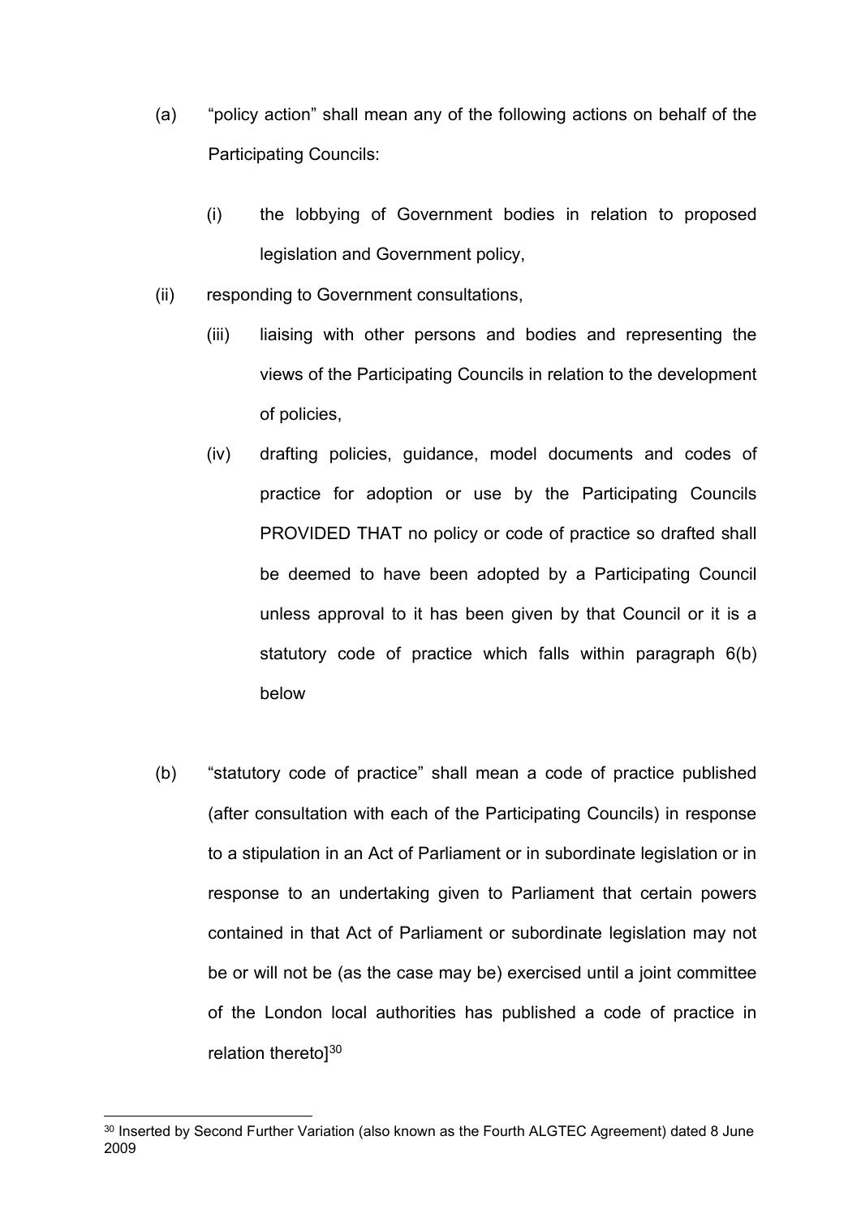(a) "policy action" shall mean any of the following actions on behalf of the Participating Councils:

  (i) the lobbying of Government bodies in relation to proposed legislation and Government policy,

  (ii) responding to Government consultations,

  (iii) liaising with other persons and bodies and representing the views of the Participating Councils in relation to the development of policies,

  (iv) drafting policies, guidance, model documents and codes of practice for adoption or use by the Participating Councils PROVIDED THAT no policy or code of practice so drafted shall be deemed to have been adopted by a Participating Council unless approval to it has been given by that Council or it is a statutory code of practice which falls within paragraph 6(b) below

(b) "statutory code of practice" shall mean a code of practice published (after consultation with each of the Participating Councils) in response to a stipulation in an Act of Parliament or in subordinate legislation or in response to an undertaking given to Parliament that certain powers contained in that Act of Parliament or subordinate legislation may not be or will not be (as the case may be) exercised until a joint committee of the London local authorities has published a code of practice in relation thereto][30]

---

[30] Inserted by Second Further Variation (also known as the Fourth ALGTEC Agreement) dated 8 June 2009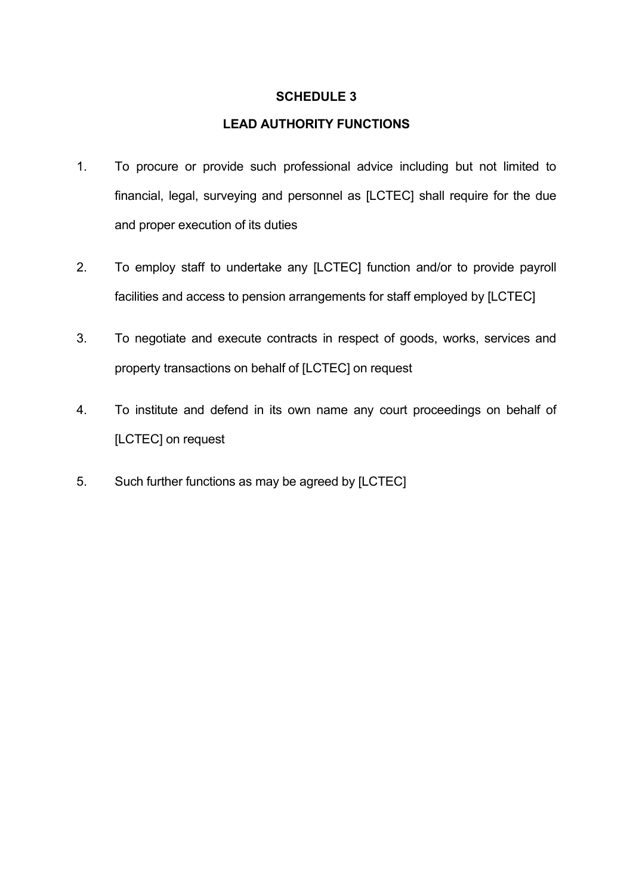## SCHEDULE 3

## LEAD AUTHORITY FUNCTIONS

1. To procure or provide such professional advice including but not limited to financial, legal, surveying and personnel as [LCTEC] shall require for the due and proper execution of its duties

2. To employ staff to undertake any [LCTEC] function and/or to provide payroll facilities and access to pension arrangements for staff employed by [LCTEC]

3. To negotiate and execute contracts in respect of goods, works, services and property transactions on behalf of [LCTEC] on request

4. To institute and defend in its own name any court proceedings on behalf of [LCTEC] on request

5. Such further functions as may be agreed by [LCTEC]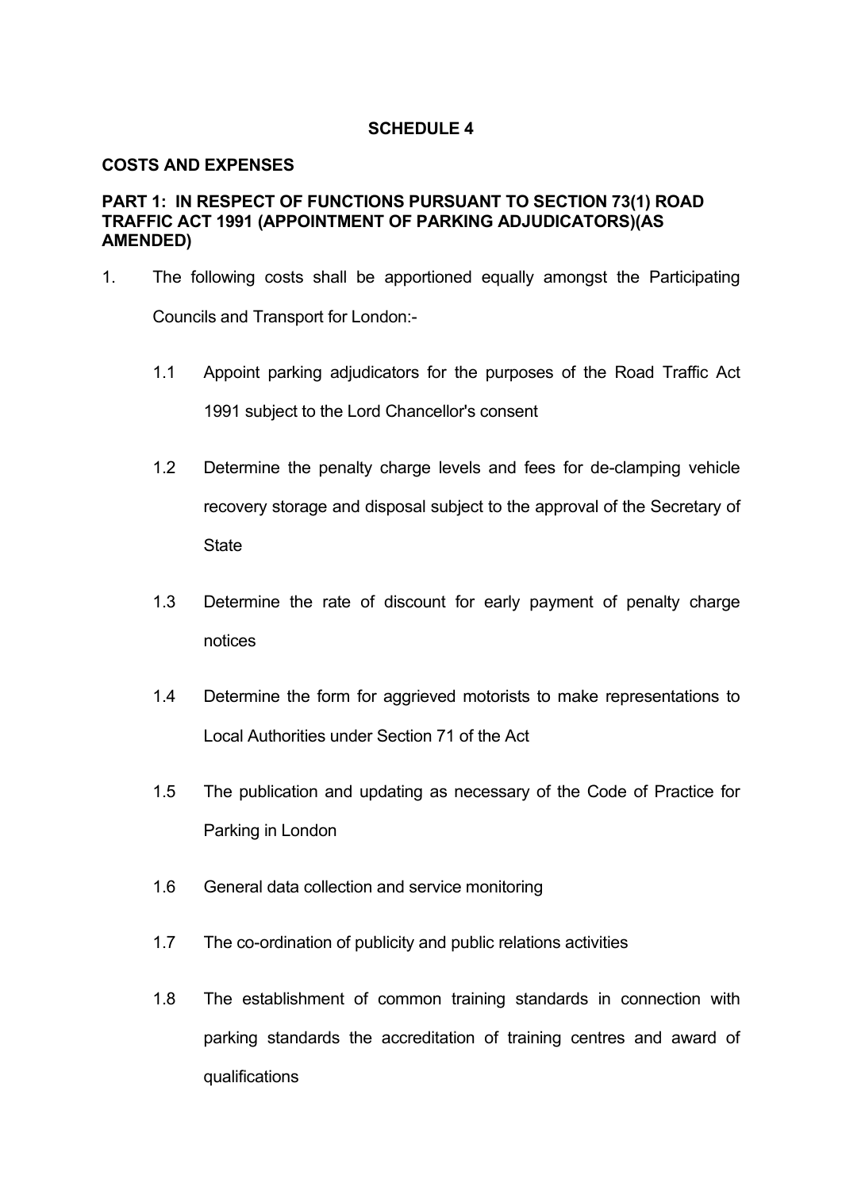## SCHEDULE 4

### COSTS AND EXPENSES

### PART 1: IN RESPECT OF FUNCTIONS PURSUANT TO SECTION 73(1) ROAD TRAFFIC ACT 1991 (APPOINTMENT OF PARKING ADJUDICATORS)(AS AMENDED)

1. The following costs shall be apportioned equally amongst the Participating Councils and Transport for London:-

   1.1 Appoint parking adjudicators for the purposes of the Road Traffic Act 1991 subject to the Lord Chancellor's consent

   1.2 Determine the penalty charge levels and fees for de-clamping vehicle recovery storage and disposal subject to the approval of the Secretary of State

   1.3 Determine the rate of discount for early payment of penalty charge notices

   1.4 Determine the form for aggrieved motorists to make representations to Local Authorities under Section 71 of the Act

   1.5 The publication and updating as necessary of the Code of Practice for Parking in London

   1.6 General data collection and service monitoring

   1.7 The co-ordination of publicity and public relations activities

   1.8 The establishment of common training standards in connection with parking standards the accreditation of training centres and award of qualifications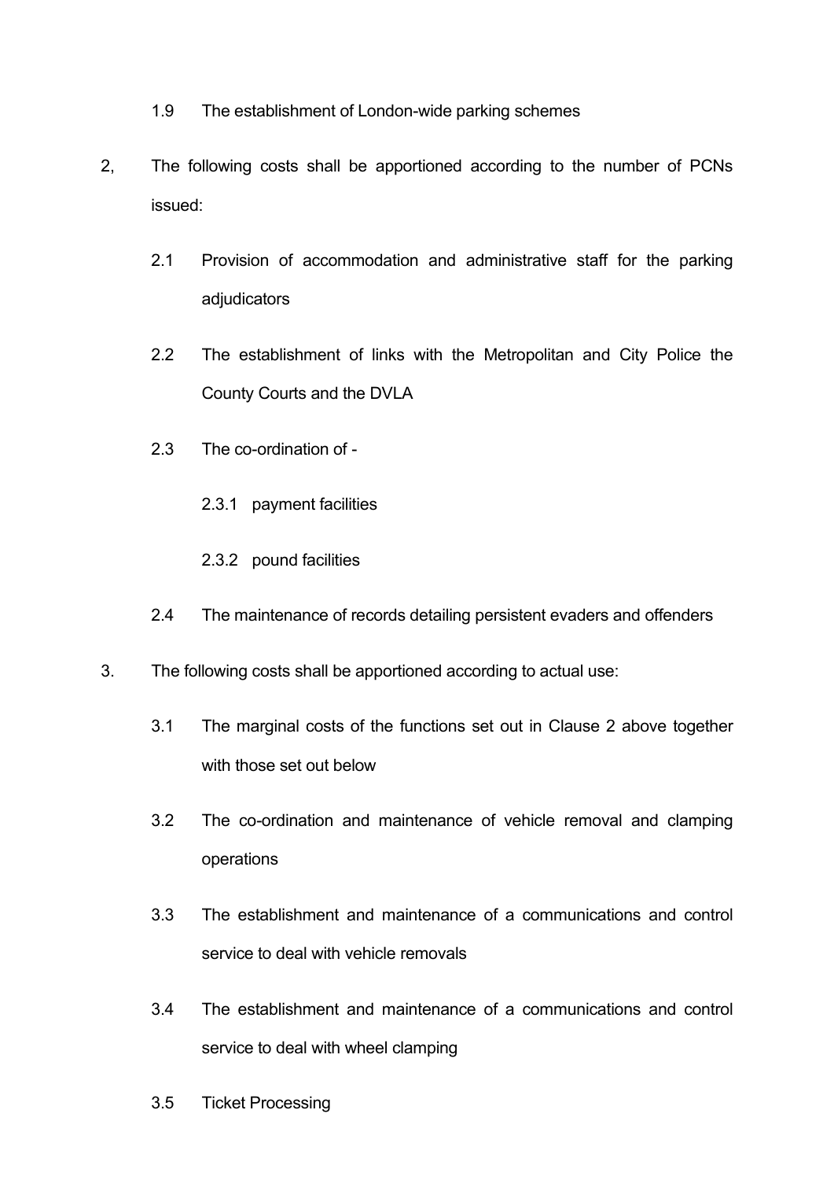1.9 The establishment of London-wide parking schemes

2, The following costs shall be apportioned according to the number of PCNs issued:

2.1 Provision of accommodation and administrative staff for the parking adjudicators

2.2 The establishment of links with the Metropolitan and City Police the County Courts and the DVLA

2.3 The co-ordination of -

2.3.1 payment facilities

2.3.2 pound facilities

2.4 The maintenance of records detailing persistent evaders and offenders

3. The following costs shall be apportioned according to actual use:

3.1 The marginal costs of the functions set out in Clause 2 above together with those set out below

3.2 The co-ordination and maintenance of vehicle removal and clamping operations

3.3 The establishment and maintenance of a communications and control service to deal with vehicle removals

3.4 The establishment and maintenance of a communications and control service to deal with wheel clamping

3.5 Ticket Processing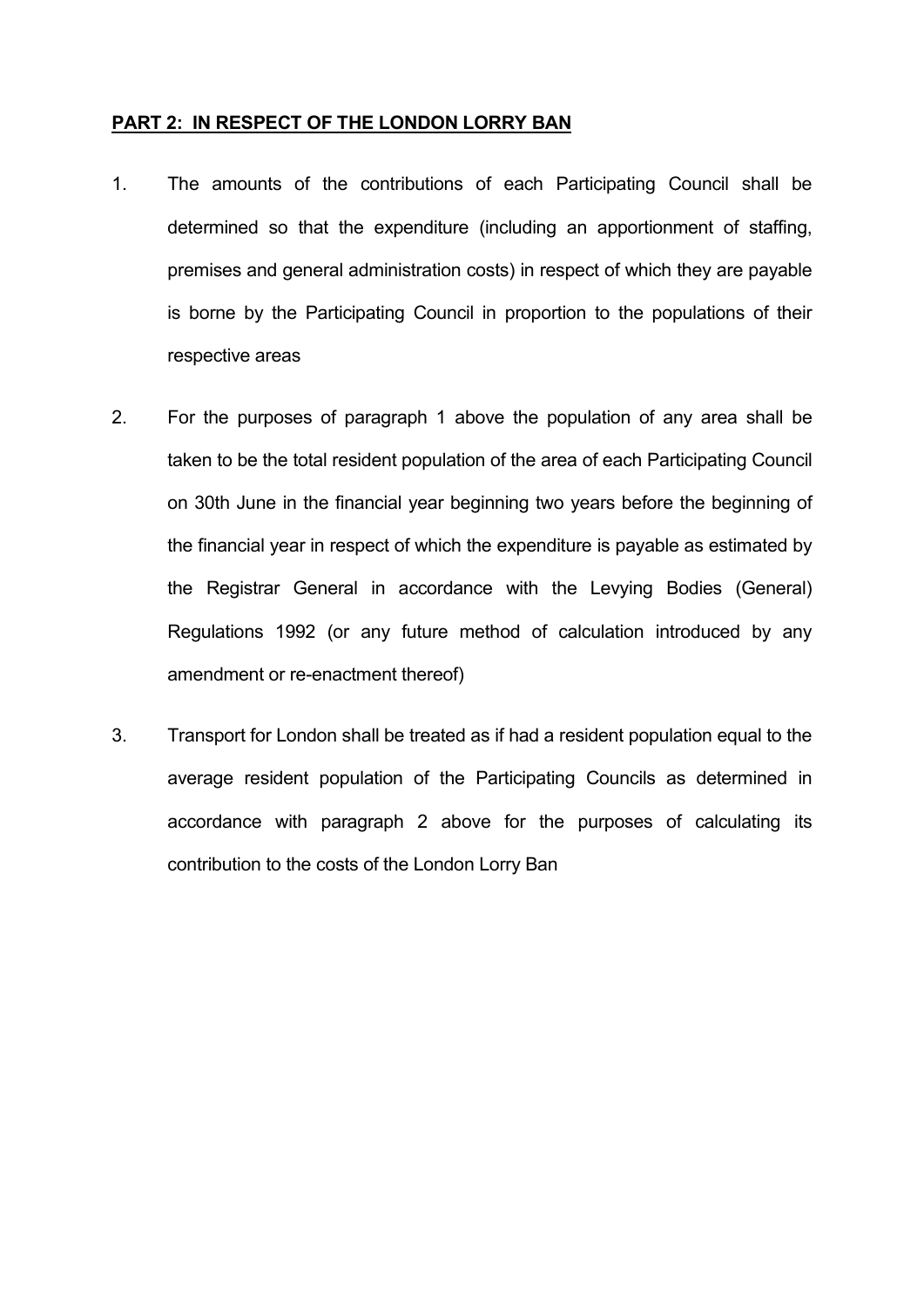**PART 2: IN RESPECT OF THE LONDON LORRY BAN**

1. The amounts of the contributions of each Participating Council shall be determined so that the expenditure (including an apportionment of staffing, premises and general administration costs) in respect of which they are payable is borne by the Participating Council in proportion to the populations of their respective areas

2. For the purposes of paragraph 1 above the population of any area shall be taken to be the total resident population of the area of each Participating Council on 30th June in the financial year beginning two years before the beginning of the financial year in respect of which the expenditure is payable as estimated by the Registrar General in accordance with the Levying Bodies (General) Regulations 1992 (or any future method of calculation introduced by any amendment or re-enactment thereof)

3. Transport for London shall be treated as if had a resident population equal to the average resident population of the Participating Councils as determined in accordance with paragraph 2 above for the purposes of calculating its contribution to the costs of the London Lorry Ban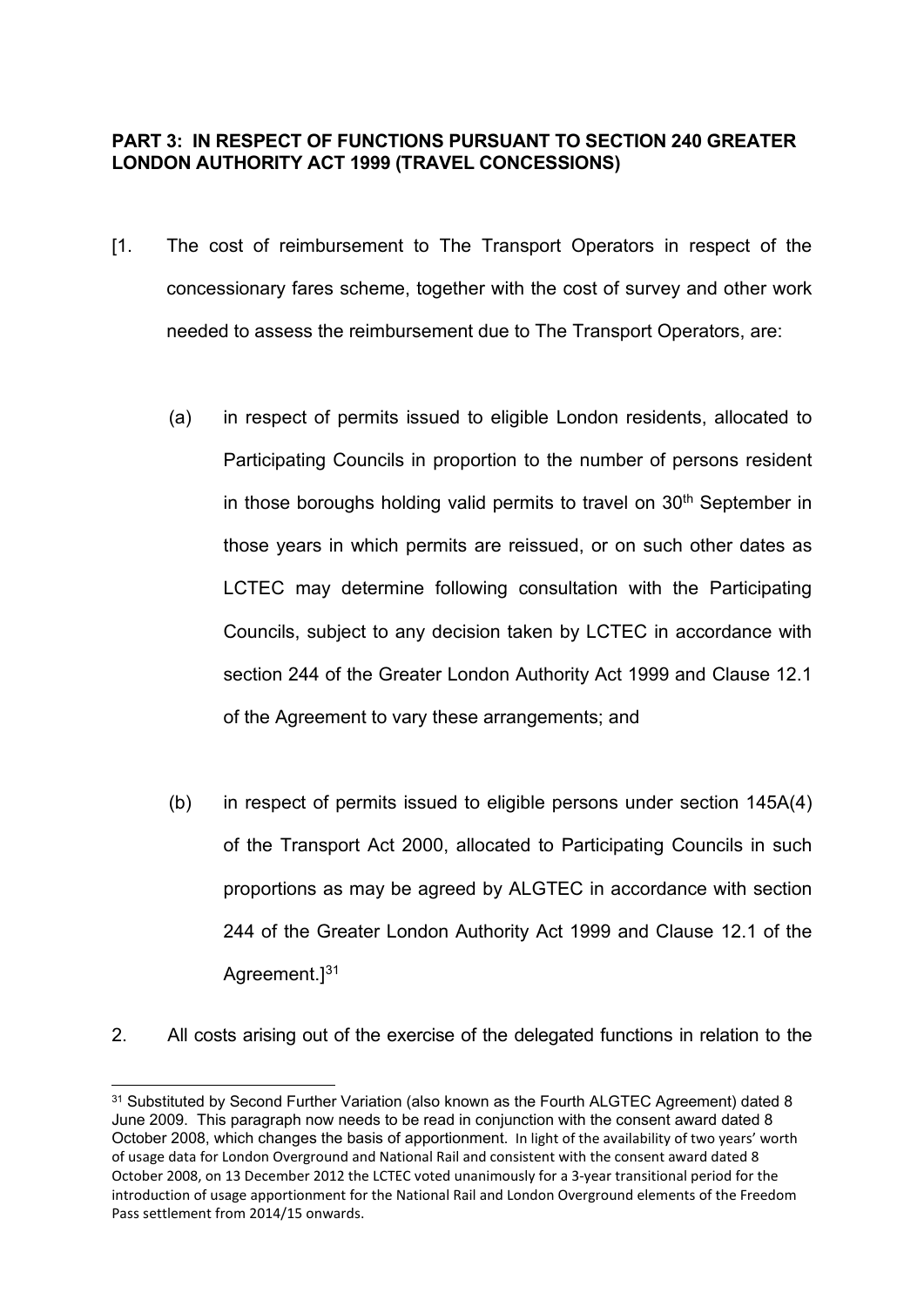**PART 3: IN RESPECT OF FUNCTIONS PURSUANT TO SECTION 240 GREATER LONDON AUTHORITY ACT 1999 (TRAVEL CONCESSIONS)**

[1. The cost of reimbursement to The Transport Operators in respect of the concessionary fares scheme, together with the cost of survey and other work needed to assess the reimbursement due to The Transport Operators, are:

(a) in respect of permits issued to eligible London residents, allocated to Participating Councils in proportion to the number of persons resident in those boroughs holding valid permits to travel on 30th September in those years in which permits are reissued, or on such other dates as LCTEC may determine following consultation with the Participating Councils, subject to any decision taken by LCTEC in accordance with section 244 of the Greater London Authority Act 1999 and Clause 12.1 of the Agreement to vary these arrangements; and

(b) in respect of permits issued to eligible persons under section 145A(4) of the Transport Act 2000, allocated to Participating Councils in such proportions as may be agreed by ALGTEC in accordance with section 244 of the Greater London Authority Act 1999 and Clause 12.1 of the Agreement.][31]

2. All costs arising out of the exercise of the delegated functions in relation to the

---

[31] Substituted by Second Further Variation (also known as the Fourth ALGTEC Agreement) dated 8 June 2009. This paragraph now needs to be read in conjunction with the consent award dated 8 October 2008, which changes the basis of apportionment. In light of the availability of two years' worth of usage data for London Overground and National Rail and consistent with the consent award dated 8 October 2008, on 13 December 2012 the LCTEC voted unanimously for a 3-year transitional period for the introduction of usage apportionment for the National Rail and London Overground elements of the Freedom Pass settlement from 2014/15 onwards.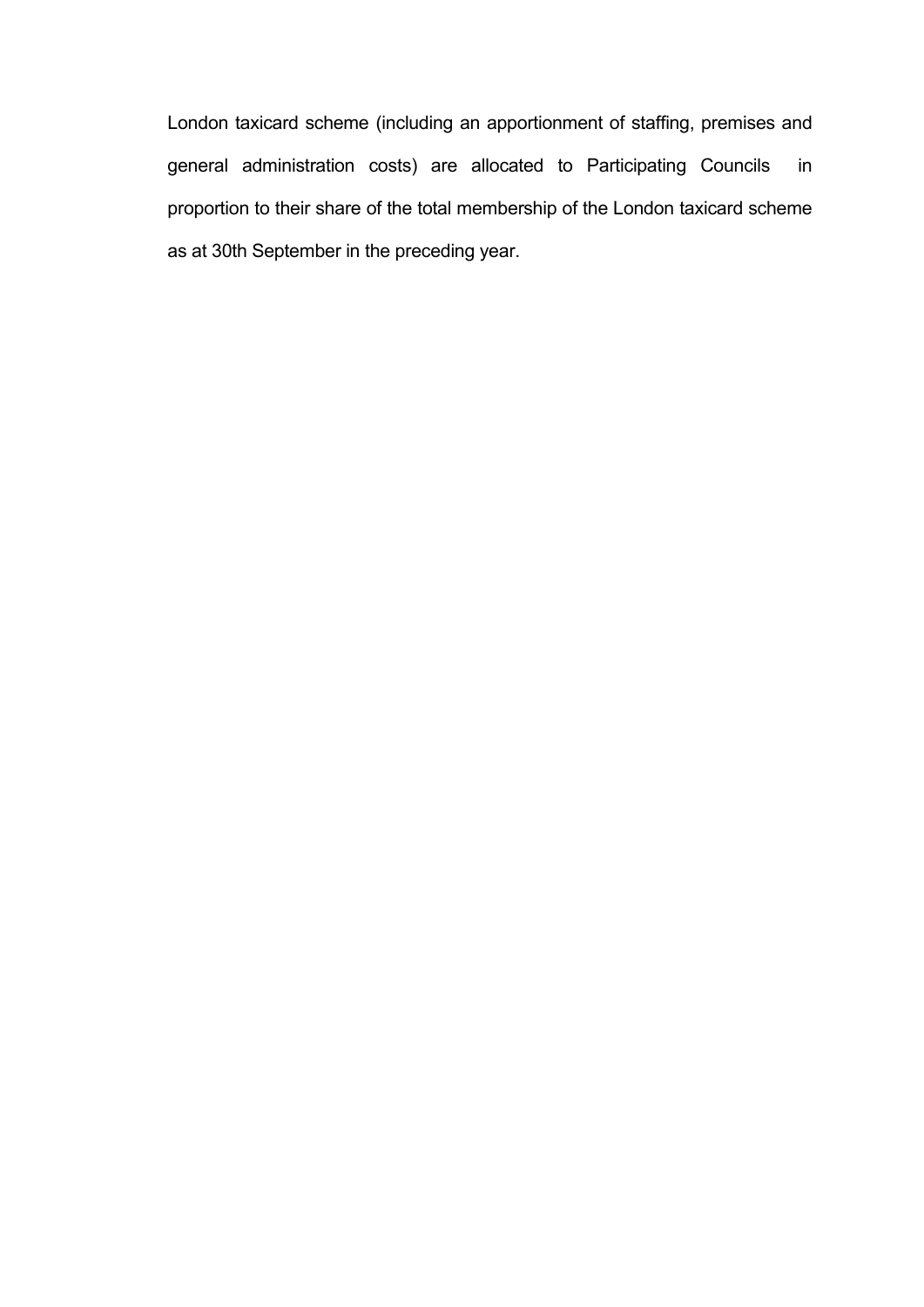London taxicard scheme (including an apportionment of staffing, premises and general administration costs) are allocated to Participating Councils in proportion to their share of the total membership of the London taxicard scheme as at 30th September in the preceding year.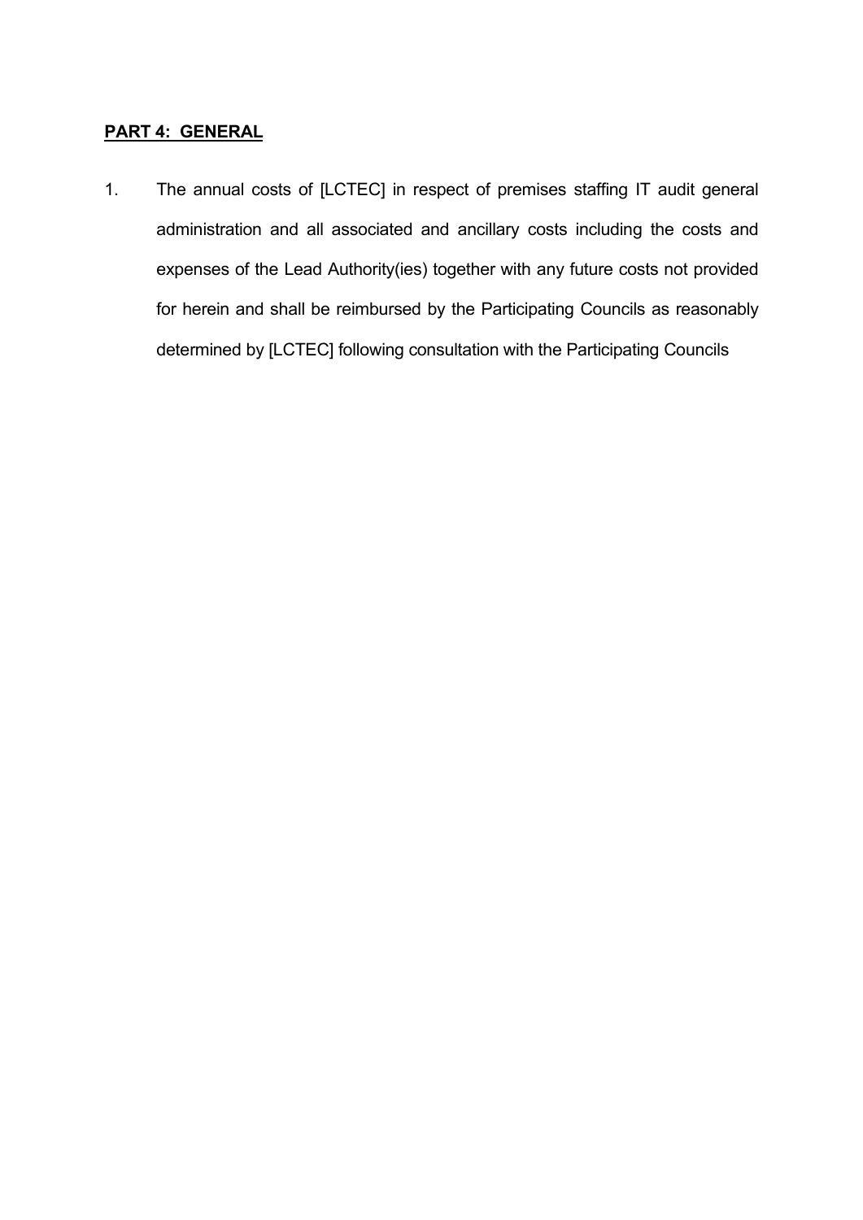**PART 4: GENERAL**

1. The annual costs of [LCTEC] in respect of premises staffing IT audit general administration and all associated and ancillary costs including the costs and expenses of the Lead Authority(ies) together with any future costs not provided for herein and shall be reimbursed by the Participating Councils as reasonably determined by [LCTEC] following consultation with the Participating Councils